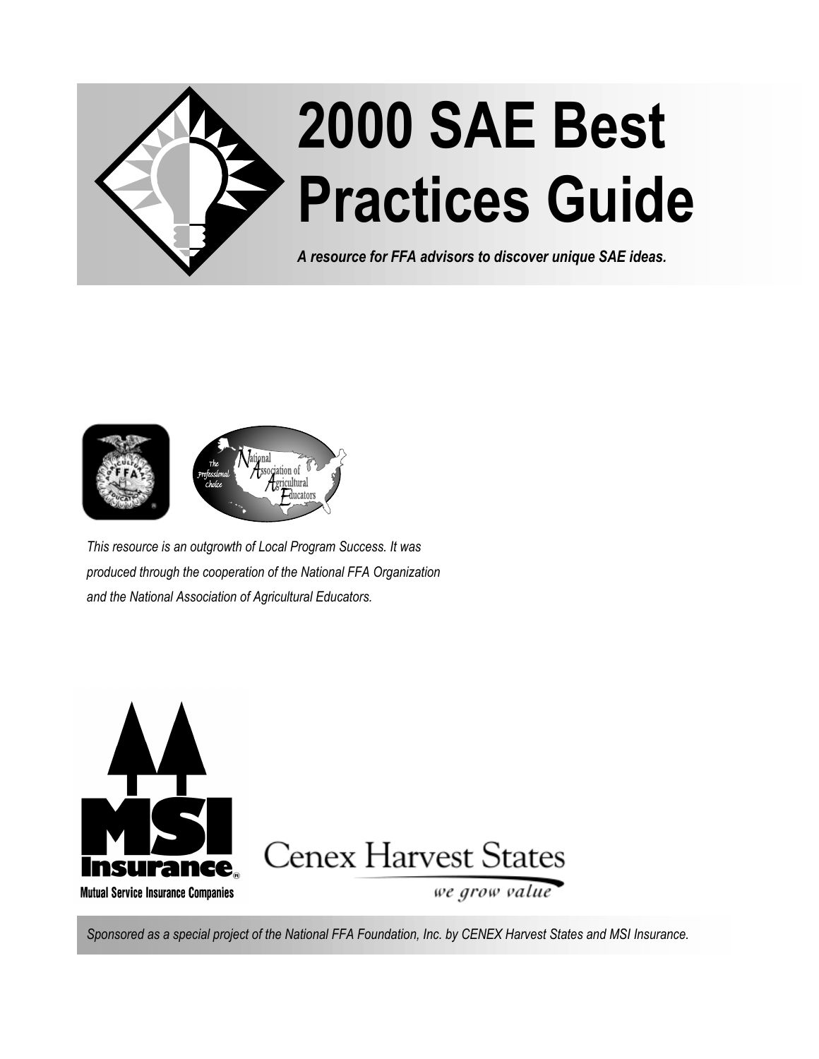# 2000 SAE Best Practices Guide

***A resource for FFA advisors to discover unique SAE ideas.***

*This resource is an outgrowth of Local Program Success. It was produced through the cooperation of the National FFA Organization and the National Association of Agricultural Educators.*

*Sponsored as a special project of the National FFA Foundation, Inc. by CENEX Harvest States and MSI Insurance.*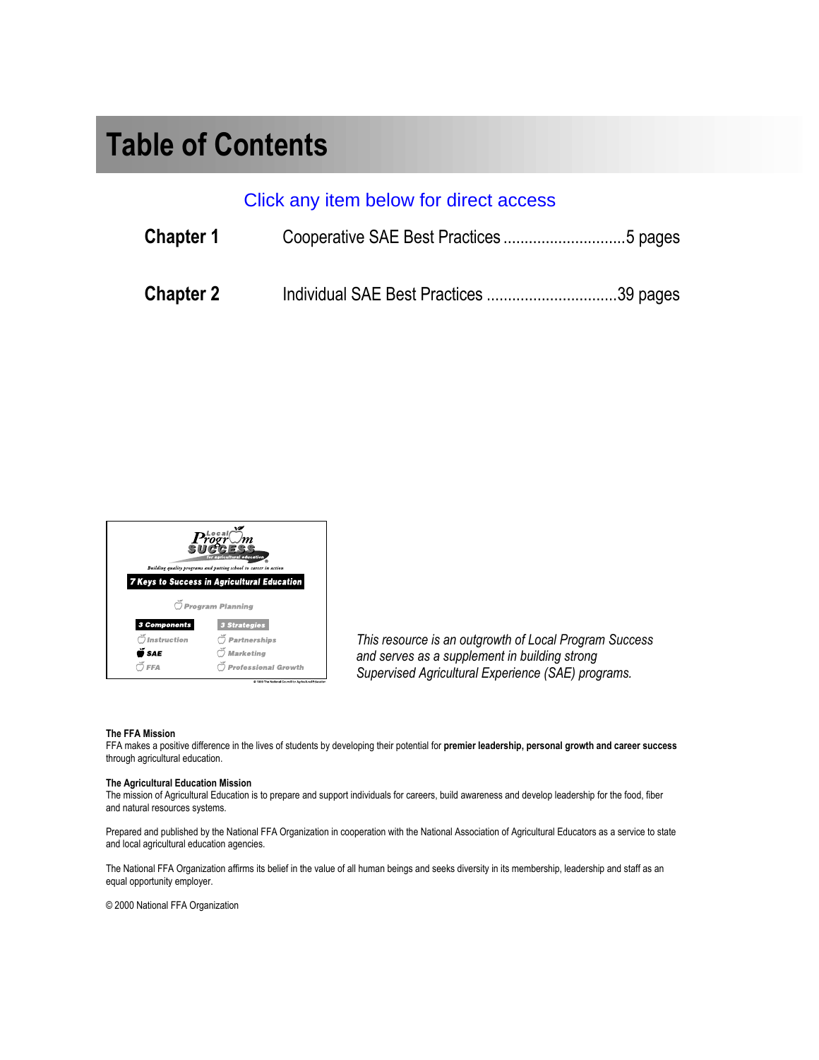# Table of Contents

Click any item below for direct access

| | | |
|---|---|---|
| **Chapter 1** | Cooperative SAE Best Practices | 5 pages |
| **Chapter 2** | Individual SAE Best Practices | 39 pages |

*This resource is an outgrowth of Local Program Success and serves as a supplement in building strong Supervised Agricultural Experience (SAE) programs.*

**The FFA Mission**
FFA makes a positive difference in the lives of students by developing their potential for **premier leadership, personal growth and career success** through agricultural education.

**The Agricultural Education Mission**
The mission of Agricultural Education is to prepare and support individuals for careers, build awareness and develop leadership for the food, fiber and natural resources systems.

Prepared and published by the National FFA Organization in cooperation with the National Association of Agricultural Educators as a service to state and local agricultural education agencies.

The National FFA Organization affirms its belief in the value of all human beings and seeks diversity in its membership, leadership and staff as an equal opportunity employer.

© 2000 National FFA Organization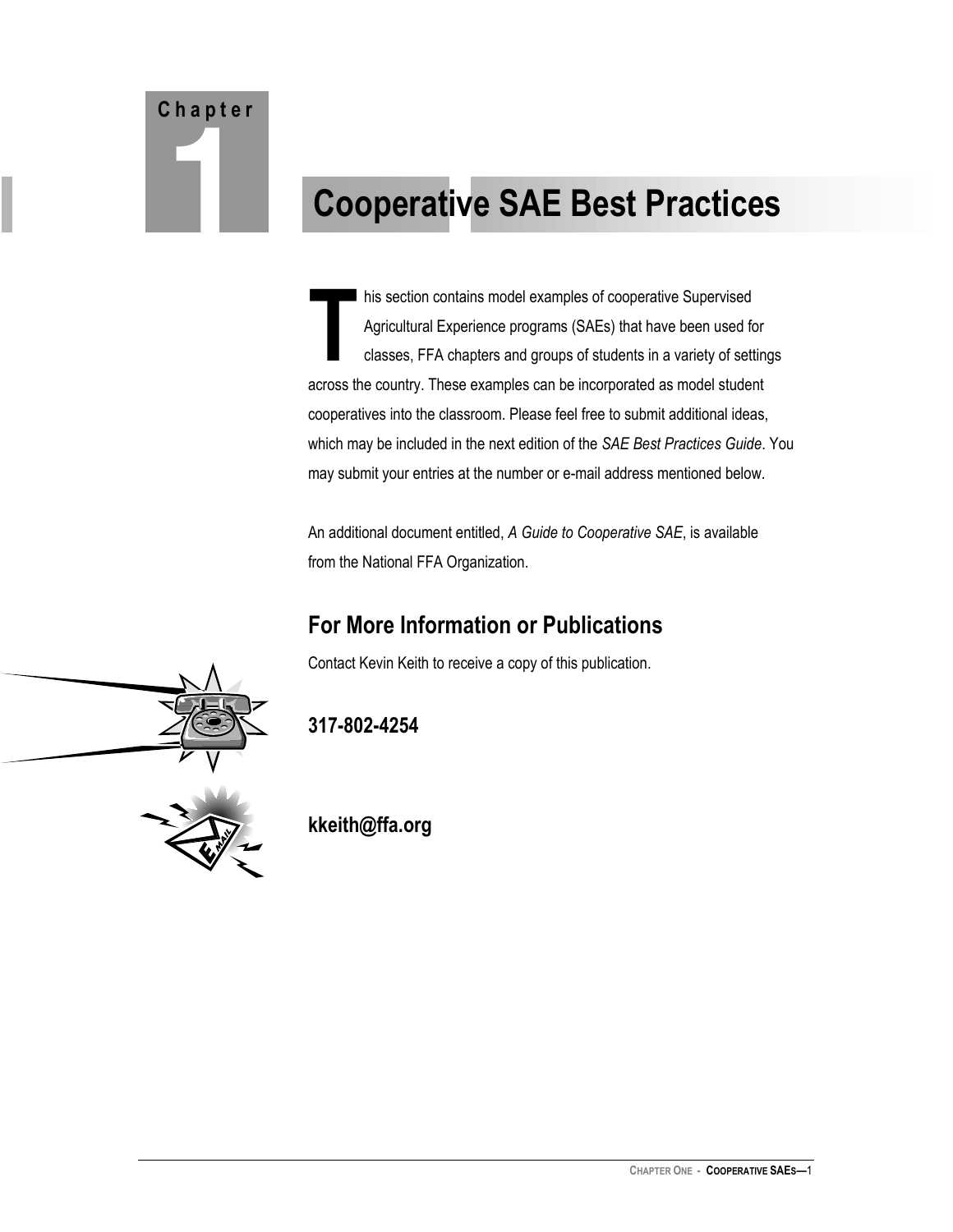# Chapter 1

# Cooperative SAE Best Practices

This section contains model examples of cooperative Supervised Agricultural Experience programs (SAEs) that have been used for classes, FFA chapters and groups of students in a variety of settings across the country. These examples can be incorporated as model student cooperatives into the classroom. Please feel free to submit additional ideas, which may be included in the next edition of the *SAE Best Practices Guide*. You may submit your entries at the number or e-mail address mentioned below.

An additional document entitled, *A Guide to Cooperative SAE*, is available from the National FFA Organization.

## For More Information or Publications

Contact Kevin Keith to receive a copy of this publication.

**317-802-4254**

**kkeith@ffa.org**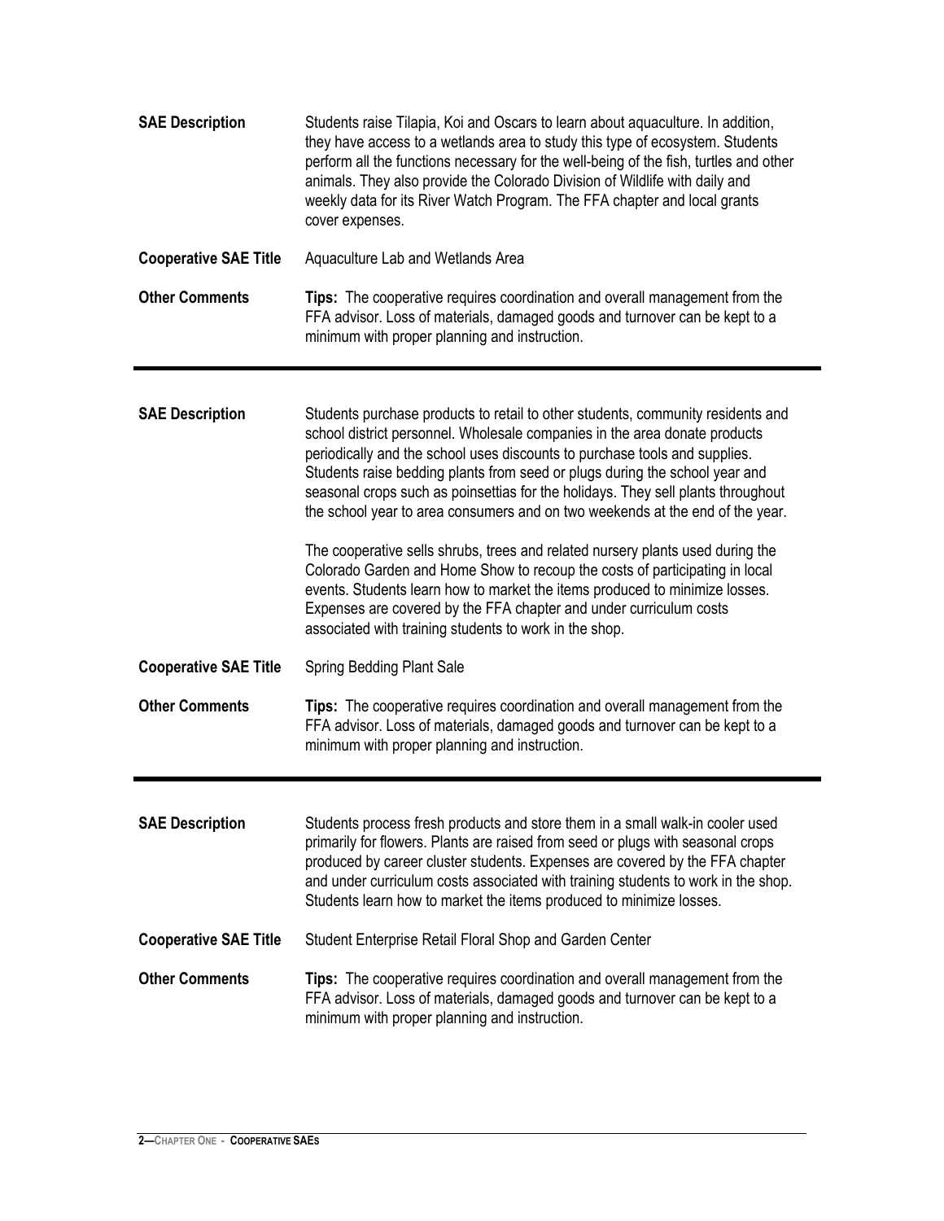| | |
|---|---|
| **SAE Description** | Students raise Tilapia, Koi and Oscars to learn about aquaculture. In addition, they have access to a wetlands area to study this type of ecosystem. Students perform all the functions necessary for the well-being of the fish, turtles and other animals. They also provide the Colorado Division of Wildlife with daily and weekly data for its River Watch Program. The FFA chapter and local grants cover expenses. |
| **Cooperative SAE Title** | Aquaculture Lab and Wetlands Area |
| **Other Comments** | **Tips:** The cooperative requires coordination and overall management from the FFA advisor. Loss of materials, damaged goods and turnover can be kept to a minimum with proper planning and instruction. |

---

| | |
|---|---|
| **SAE Description** | Students purchase products to retail to other students, community residents and school district personnel. Wholesale companies in the area donate products periodically and the school uses discounts to purchase tools and supplies. Students raise bedding plants from seed or plugs during the school year and seasonal crops such as poinsettias for the holidays. They sell plants throughout the school year to area consumers and on two weekends at the end of the year.<br><br>The cooperative sells shrubs, trees and related nursery plants used during the Colorado Garden and Home Show to recoup the costs of participating in local events. Students learn how to market the items produced to minimize losses. Expenses are covered by the FFA chapter and under curriculum costs associated with training students to work in the shop. |
| **Cooperative SAE Title** | Spring Bedding Plant Sale |
| **Other Comments** | **Tips:** The cooperative requires coordination and overall management from the FFA advisor. Loss of materials, damaged goods and turnover can be kept to a minimum with proper planning and instruction. |

---

| | |
|---|---|
| **SAE Description** | Students process fresh products and store them in a small walk-in cooler used primarily for flowers. Plants are raised from seed or plugs with seasonal crops produced by career cluster students. Expenses are covered by the FFA chapter and under curriculum costs associated with training students to work in the shop. Students learn how to market the items produced to minimize losses. |
| **Cooperative SAE Title** | Student Enterprise Retail Floral Shop and Garden Center |
| **Other Comments** | **Tips:** The cooperative requires coordination and overall management from the FFA advisor. Loss of materials, damaged goods and turnover can be kept to a minimum with proper planning and instruction. |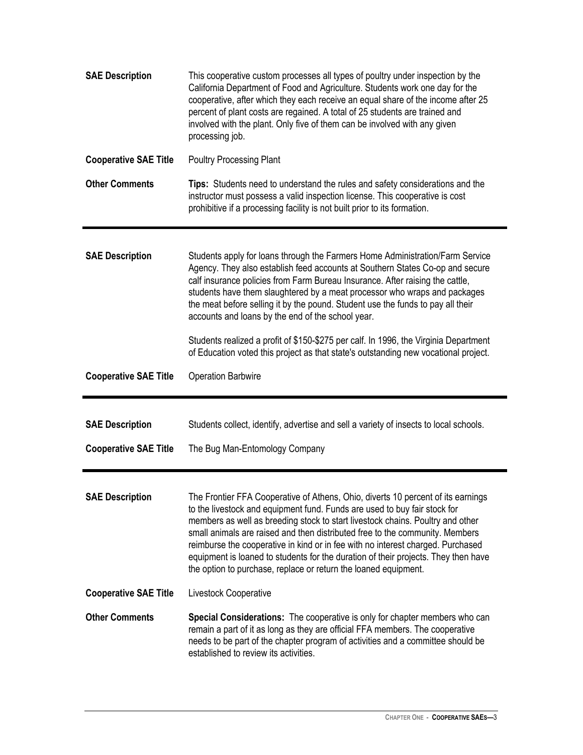**SAE Description** This cooperative custom processes all types of poultry under inspection by the California Department of Food and Agriculture. Students work one day for the cooperative, after which they each receive an equal share of the income after 25 percent of plant costs are regained. A total of 25 students are trained and involved with the plant. Only five of them can be involved with any given processing job.

**Cooperative SAE Title** Poultry Processing Plant

**Other Comments** **Tips:** Students need to understand the rules and safety considerations and the instructor must possess a valid inspection license. This cooperative is cost prohibitive if a processing facility is not built prior to its formation.

---

**SAE Description** Students apply for loans through the Farmers Home Administration/Farm Service Agency. They also establish feed accounts at Southern States Co-op and secure calf insurance policies from Farm Bureau Insurance. After raising the cattle, students have them slaughtered by a meat processor who wraps and packages the meat before selling it by the pound. Student use the funds to pay all their accounts and loans by the end of the school year.

Students realized a profit of $150-$275 per calf. In 1996, the Virginia Department of Education voted this project as that state's outstanding new vocational project.

**Cooperative SAE Title** Operation Barbwire

---

**SAE Description** Students collect, identify, advertise and sell a variety of insects to local schools.

**Cooperative SAE Title** The Bug Man-Entomology Company

---

**SAE Description** The Frontier FFA Cooperative of Athens, Ohio, diverts 10 percent of its earnings to the livestock and equipment fund. Funds are used to buy fair stock for members as well as breeding stock to start livestock chains. Poultry and other small animals are raised and then distributed free to the community. Members reimburse the cooperative in kind or in fee with no interest charged. Purchased equipment is loaned to students for the duration of their projects. They then have the option to purchase, replace or return the loaned equipment.

**Cooperative SAE Title** Livestock Cooperative

**Other Comments** **Special Considerations:** The cooperative is only for chapter members who can remain a part of it as long as they are official FFA members. The cooperative needs to be part of the chapter program of activities and a committee should be established to review its activities.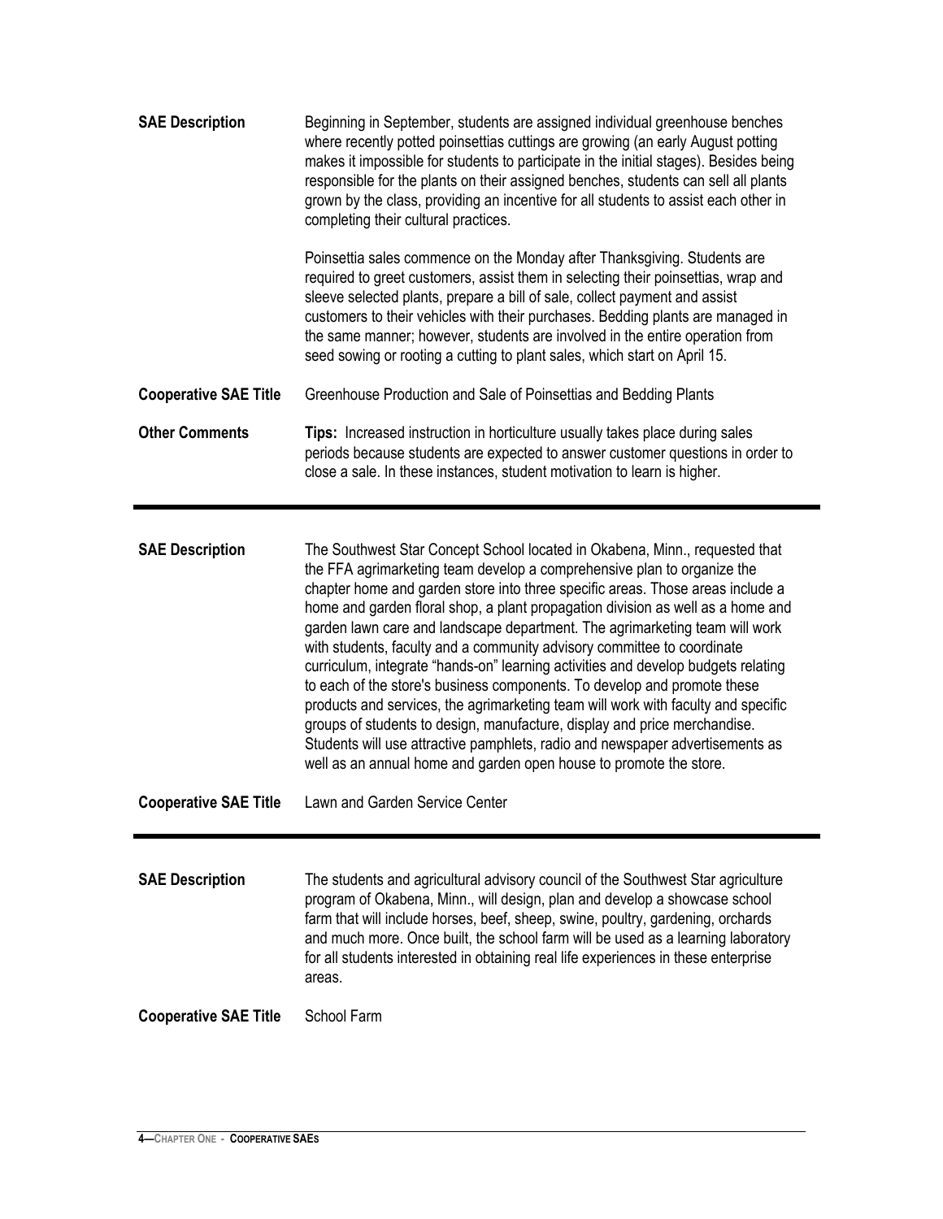**SAE Description**

Beginning in September, students are assigned individual greenhouse benches where recently potted poinsettias cuttings are growing (an early August potting makes it impossible for students to participate in the initial stages). Besides being responsible for the plants on their assigned benches, students can sell all plants grown by the class, providing an incentive for all students to assist each other in completing their cultural practices.

Poinsettia sales commence on the Monday after Thanksgiving. Students are required to greet customers, assist them in selecting their poinsettias, wrap and sleeve selected plants, prepare a bill of sale, collect payment and assist customers to their vehicles with their purchases. Bedding plants are managed in the same manner; however, students are involved in the entire operation from seed sowing or rooting a cutting to plant sales, which start on April 15.

**Cooperative SAE Title**

Greenhouse Production and Sale of Poinsettias and Bedding Plants

**Other Comments**

**Tips:** Increased instruction in horticulture usually takes place during sales periods because students are expected to answer customer questions in order to close a sale. In these instances, student motivation to learn is higher.

---

**SAE Description**

The Southwest Star Concept School located in Okabena, Minn., requested that the FFA agrimarketing team develop a comprehensive plan to organize the chapter home and garden store into three specific areas. Those areas include a home and garden floral shop, a plant propagation division as well as a home and garden lawn care and landscape department. The agrimarketing team will work with students, faculty and a community advisory committee to coordinate curriculum, integrate "hands-on" learning activities and develop budgets relating to each of the store's business components. To develop and promote these products and services, the agrimarketing team will work with faculty and specific groups of students to design, manufacture, display and price merchandise. Students will use attractive pamphlets, radio and newspaper advertisements as well as an annual home and garden open house to promote the store.

**Cooperative SAE Title**

Lawn and Garden Service Center

---

**SAE Description**

The students and agricultural advisory council of the Southwest Star agriculture program of Okabena, Minn., will design, plan and develop a showcase school farm that will include horses, beef, sheep, swine, poultry, gardening, orchards and much more. Once built, the school farm will be used as a learning laboratory for all students interested in obtaining real life experiences in these enterprise areas.

**Cooperative SAE Title**

School Farm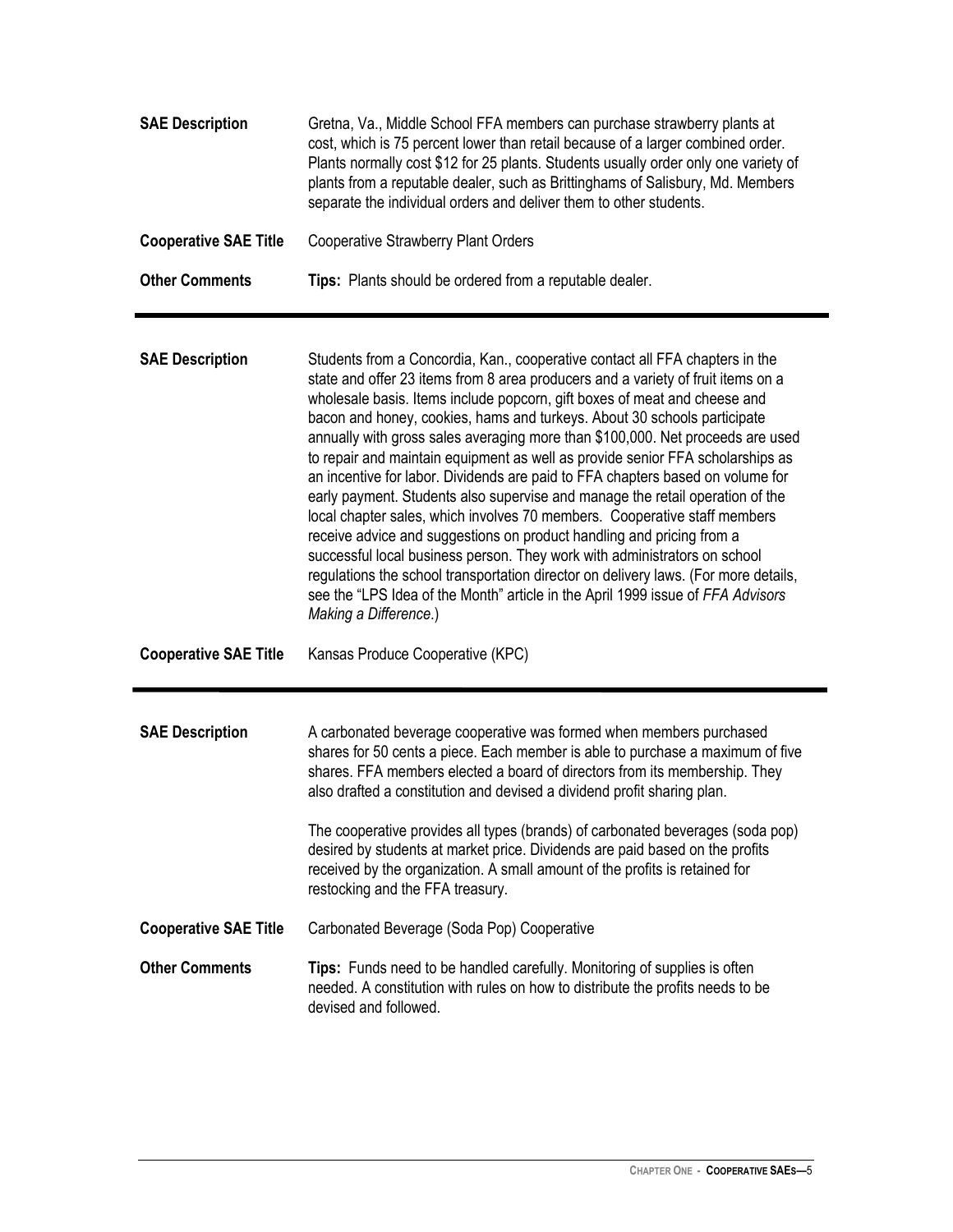**SAE Description**

Gretna, Va., Middle School FFA members can purchase strawberry plants at cost, which is 75 percent lower than retail because of a larger combined order. Plants normally cost $12 for 25 plants. Students usually order only one variety of plants from a reputable dealer, such as Brittinghams of Salisbury, Md. Members separate the individual orders and deliver them to other students.

**Cooperative SAE Title**

Cooperative Strawberry Plant Orders

**Other Comments**

**Tips:** Plants should be ordered from a reputable dealer.

---

**SAE Description**

Students from a Concordia, Kan., cooperative contact all FFA chapters in the state and offer 23 items from 8 area producers and a variety of fruit items on a wholesale basis. Items include popcorn, gift boxes of meat and cheese and bacon and honey, cookies, hams and turkeys. About 30 schools participate annually with gross sales averaging more than $100,000. Net proceeds are used to repair and maintain equipment as well as provide senior FFA scholarships as an incentive for labor. Dividends are paid to FFA chapters based on volume for early payment. Students also supervise and manage the retail operation of the local chapter sales, which involves 70 members. Cooperative staff members receive advice and suggestions on product handling and pricing from a successful local business person. They work with administrators on school regulations the school transportation director on delivery laws. (For more details, see the "LPS Idea of the Month" article in the April 1999 issue of *FFA Advisors Making a Difference*.)

**Cooperative SAE Title**

Kansas Produce Cooperative (KPC)

---

**SAE Description**

A carbonated beverage cooperative was formed when members purchased shares for 50 cents a piece. Each member is able to purchase a maximum of five shares. FFA members elected a board of directors from its membership. They also drafted a constitution and devised a dividend profit sharing plan.

The cooperative provides all types (brands) of carbonated beverages (soda pop) desired by students at market price. Dividends are paid based on the profits received by the organization. A small amount of the profits is retained for restocking and the FFA treasury.

**Cooperative SAE Title**

Carbonated Beverage (Soda Pop) Cooperative

**Other Comments**

**Tips:** Funds need to be handled carefully. Monitoring of supplies is often needed. A constitution with rules on how to distribute the profits needs to be devised and followed.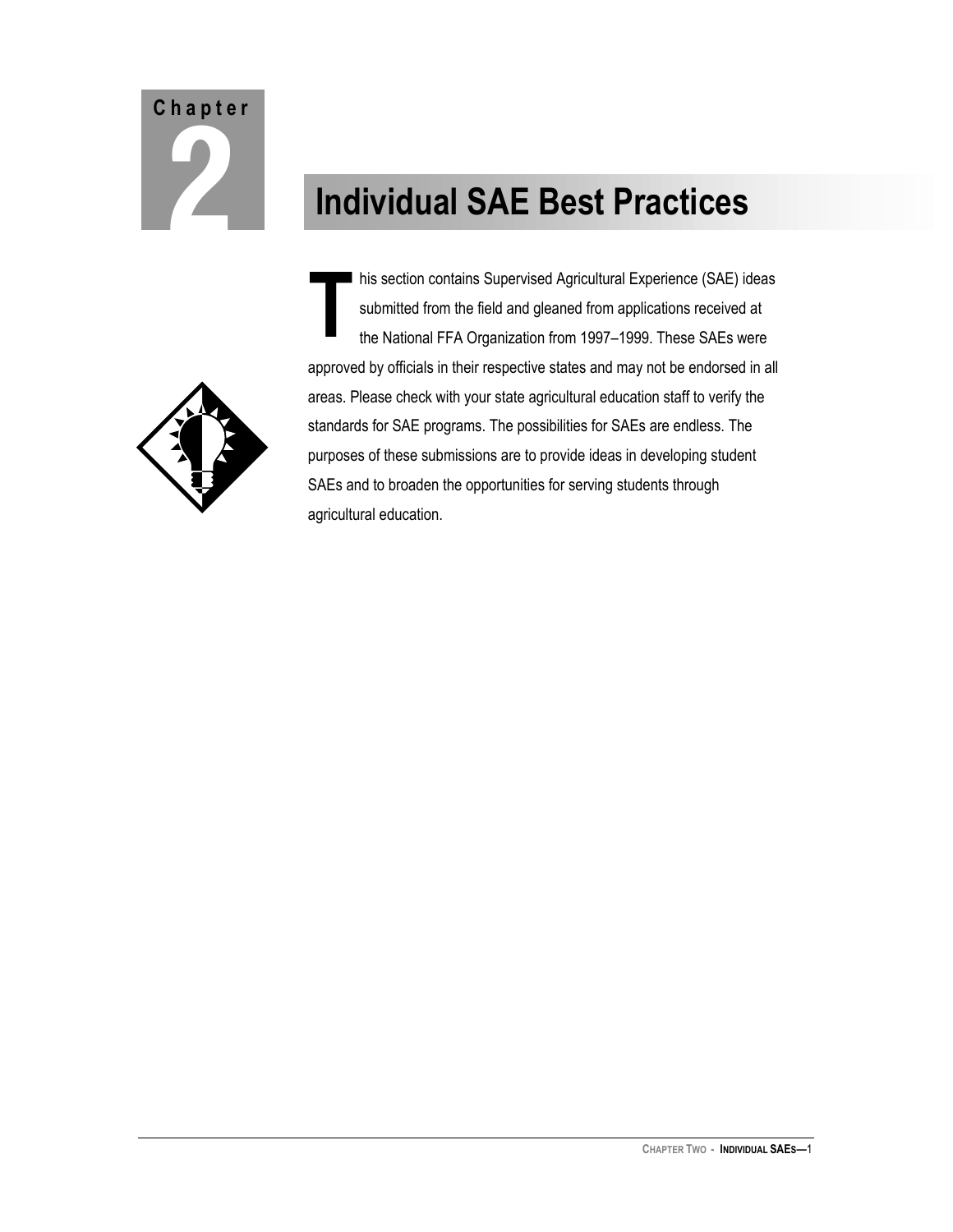Chapter 2

# Individual SAE Best Practices

This section contains Supervised Agricultural Experience (SAE) ideas submitted from the field and gleaned from applications received at the National FFA Organization from 1997–1999. These SAEs were approved by officials in their respective states and may not be endorsed in all areas. Please check with your state agricultural education staff to verify the standards for SAE programs. The possibilities for SAEs are endless. The purposes of these submissions are to provide ideas in developing student SAEs and to broaden the opportunities for serving students through agricultural education.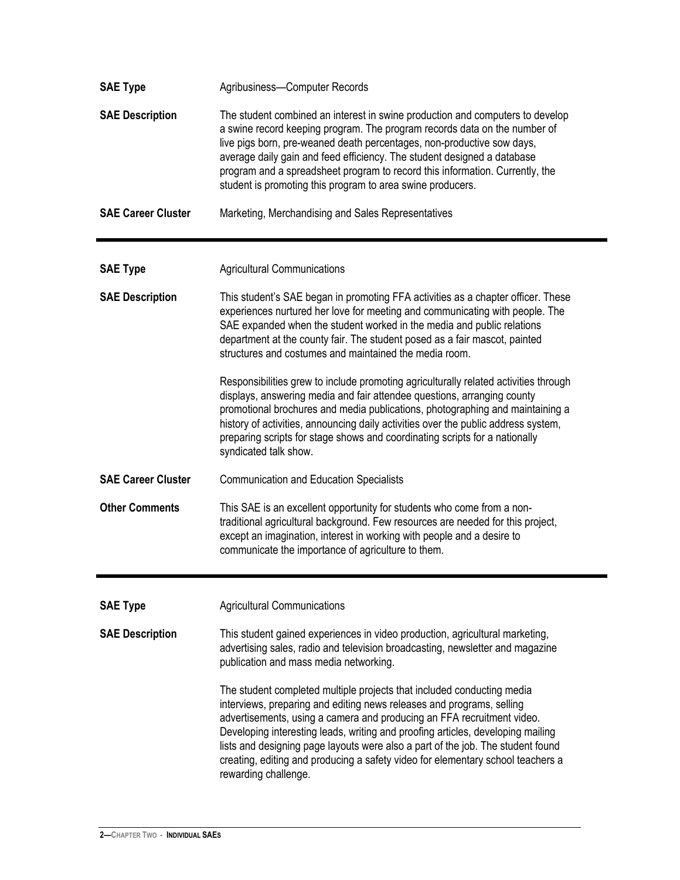**SAE Type** Agribusiness—Computer Records

**SAE Description** The student combined an interest in swine production and computers to develop a swine record keeping program. The program records data on the number of live pigs born, pre-weaned death percentages, non-productive sow days, average daily gain and feed efficiency. The student designed a database program and a spreadsheet program to record this information. Currently, the student is promoting this program to area swine producers.

**SAE Career Cluster** Marketing, Merchandising and Sales Representatives

---

**SAE Type** Agricultural Communications

**SAE Description** This student's SAE began in promoting FFA activities as a chapter officer. These experiences nurtured her love for meeting and communicating with people. The SAE expanded when the student worked in the media and public relations department at the county fair. The student posed as a fair mascot, painted structures and costumes and maintained the media room.

Responsibilities grew to include promoting agriculturally related activities through displays, answering media and fair attendee questions, arranging county promotional brochures and media publications, photographing and maintaining a history of activities, announcing daily activities over the public address system, preparing scripts for stage shows and coordinating scripts for a nationally syndicated talk show.

**SAE Career Cluster** Communication and Education Specialists

**Other Comments** This SAE is an excellent opportunity for students who come from a non-traditional agricultural background. Few resources are needed for this project, except an imagination, interest in working with people and a desire to communicate the importance of agriculture to them.

---

**SAE Type** Agricultural Communications

**SAE Description** This student gained experiences in video production, agricultural marketing, advertising sales, radio and television broadcasting, newsletter and magazine publication and mass media networking.

The student completed multiple projects that included conducting media interviews, preparing and editing news releases and programs, selling advertisements, using a camera and producing an FFA recruitment video. Developing interesting leads, writing and proofing articles, developing mailing lists and designing page layouts were also a part of the job. The student found creating, editing and producing a safety video for elementary school teachers a rewarding challenge.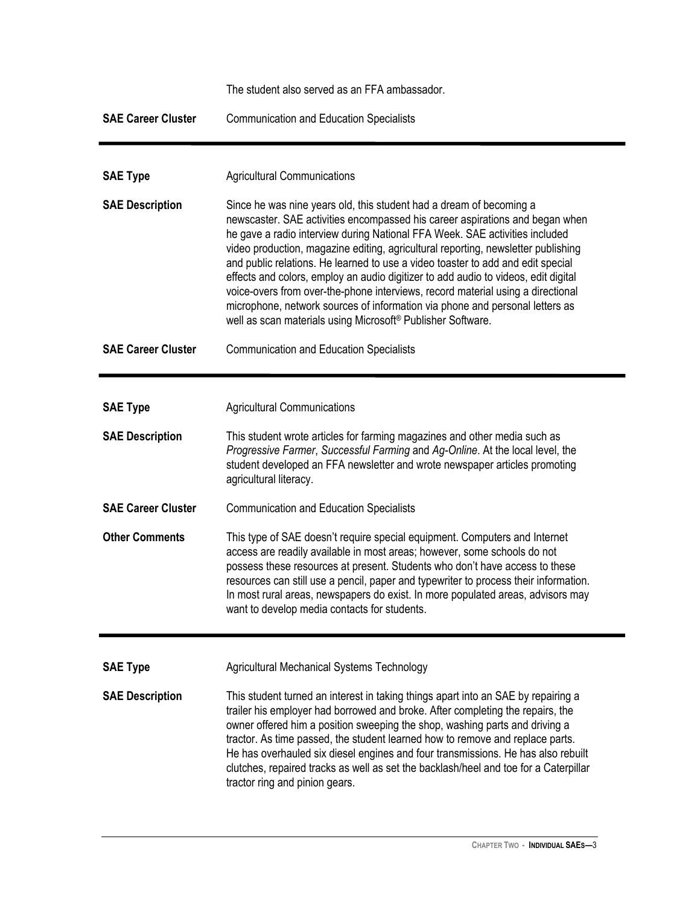The student also served as an FFA ambassador.

**SAE Career Cluster** Communication and Education Specialists

---

**SAE Type** Agricultural Communications

**SAE Description** Since he was nine years old, this student had a dream of becoming a newscaster. SAE activities encompassed his career aspirations and began when he gave a radio interview during National FFA Week. SAE activities included video production, magazine editing, agricultural reporting, newsletter publishing and public relations. He learned to use a video toaster to add and edit special effects and colors, employ an audio digitizer to add audio to videos, edit digital voice-overs from over-the-phone interviews, record material using a directional microphone, network sources of information via phone and personal letters as well as scan materials using Microsoft® Publisher Software.

**SAE Career Cluster** Communication and Education Specialists

---

**SAE Type** Agricultural Communications

**SAE Description** This student wrote articles for farming magazines and other media such as *Progressive Farmer*, *Successful Farming* and *Ag-Online*. At the local level, the student developed an FFA newsletter and wrote newspaper articles promoting agricultural literacy.

**SAE Career Cluster** Communication and Education Specialists

**Other Comments** This type of SAE doesn't require special equipment. Computers and Internet access are readily available in most areas; however, some schools do not possess these resources at present. Students who don't have access to these resources can still use a pencil, paper and typewriter to process their information. In most rural areas, newspapers do exist. In more populated areas, advisors may want to develop media contacts for students.

---

**SAE Type** Agricultural Mechanical Systems Technology

**SAE Description** This student turned an interest in taking things apart into an SAE by repairing a trailer his employer had borrowed and broke. After completing the repairs, the owner offered him a position sweeping the shop, washing parts and driving a tractor. As time passed, the student learned how to remove and replace parts. He has overhauled six diesel engines and four transmissions. He has also rebuilt clutches, repaired tracks as well as set the backlash/heel and toe for a Caterpillar tractor ring and pinion gears.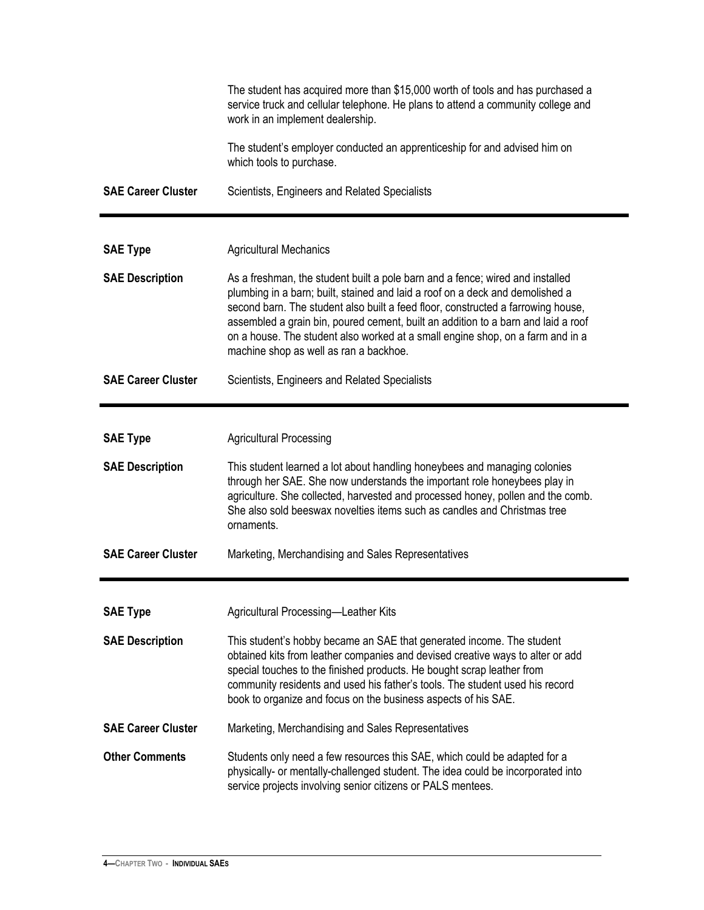The student has acquired more than $15,000 worth of tools and has purchased a service truck and cellular telephone. He plans to attend a community college and work in an implement dealership.

The student's employer conducted an apprenticeship for and advised him on which tools to purchase.

**SAE Career Cluster** Scientists, Engineers and Related Specialists

---

**SAE Type** Agricultural Mechanics

**SAE Description** As a freshman, the student built a pole barn and a fence; wired and installed plumbing in a barn; built, stained and laid a roof on a deck and demolished a second barn. The student also built a feed floor, constructed a farrowing house, assembled a grain bin, poured cement, built an addition to a barn and laid a roof on a house. The student also worked at a small engine shop, on a farm and in a machine shop as well as ran a backhoe.

**SAE Career Cluster** Scientists, Engineers and Related Specialists

---

**SAE Type** Agricultural Processing

**SAE Description** This student learned a lot about handling honeybees and managing colonies through her SAE. She now understands the important role honeybees play in agriculture. She collected, harvested and processed honey, pollen and the comb. She also sold beeswax novelties items such as candles and Christmas tree ornaments.

**SAE Career Cluster** Marketing, Merchandising and Sales Representatives

---

**SAE Type** Agricultural Processing—Leather Kits

**SAE Description** This student's hobby became an SAE that generated income. The student obtained kits from leather companies and devised creative ways to alter or add special touches to the finished products. He bought scrap leather from community residents and used his father's tools. The student used his record book to organize and focus on the business aspects of his SAE.

**SAE Career Cluster** Marketing, Merchandising and Sales Representatives

**Other Comments** Students only need a few resources this SAE, which could be adapted for a physically- or mentally-challenged student. The idea could be incorporated into service projects involving senior citizens or PALS mentees.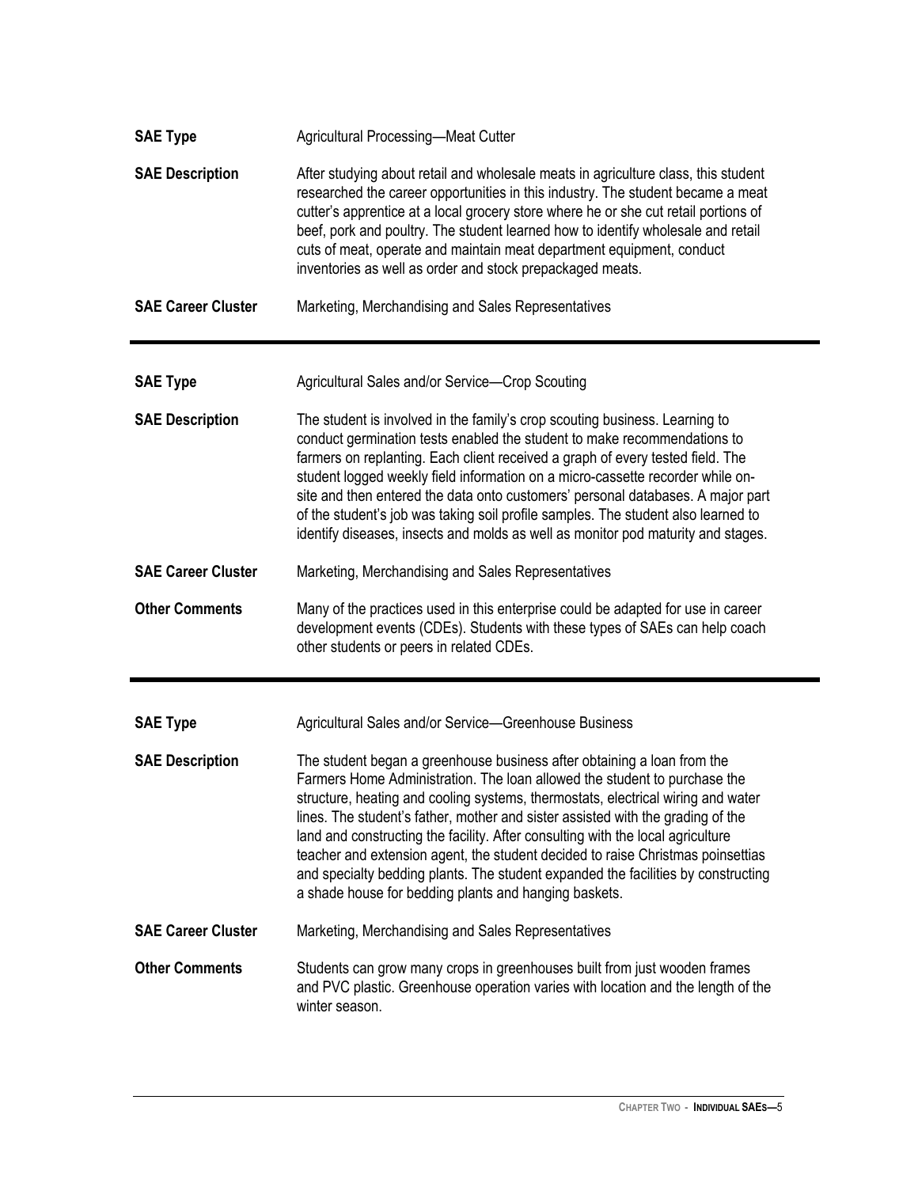| | |
|---|---|
| **SAE Type** | Agricultural Processing—Meat Cutter |
| **SAE Description** | After studying about retail and wholesale meats in agriculture class, this student researched the career opportunities in this industry. The student became a meat cutter's apprentice at a local grocery store where he or she cut retail portions of beef, pork and poultry. The student learned how to identify wholesale and retail cuts of meat, operate and maintain meat department equipment, conduct inventories as well as order and stock prepackaged meats. |
| **SAE Career Cluster** | Marketing, Merchandising and Sales Representatives |

---

| | |
|---|---|
| **SAE Type** | Agricultural Sales and/or Service—Crop Scouting |
| **SAE Description** | The student is involved in the family's crop scouting business. Learning to conduct germination tests enabled the student to make recommendations to farmers on replanting. Each client received a graph of every tested field. The student logged weekly field information on a micro-cassette recorder while on-site and then entered the data onto customers' personal databases. A major part of the student's job was taking soil profile samples. The student also learned to identify diseases, insects and molds as well as monitor pod maturity and stages. |
| **SAE Career Cluster** | Marketing, Merchandising and Sales Representatives |
| **Other Comments** | Many of the practices used in this enterprise could be adapted for use in career development events (CDEs). Students with these types of SAEs can help coach other students or peers in related CDEs. |

---

| | |
|---|---|
| **SAE Type** | Agricultural Sales and/or Service—Greenhouse Business |
| **SAE Description** | The student began a greenhouse business after obtaining a loan from the Farmers Home Administration. The loan allowed the student to purchase the structure, heating and cooling systems, thermostats, electrical wiring and water lines. The student's father, mother and sister assisted with the grading of the land and constructing the facility. After consulting with the local agriculture teacher and extension agent, the student decided to raise Christmas poinsettias and specialty bedding plants. The student expanded the facilities by constructing a shade house for bedding plants and hanging baskets. |
| **SAE Career Cluster** | Marketing, Merchandising and Sales Representatives |
| **Other Comments** | Students can grow many crops in greenhouses built from just wooden frames and PVC plastic. Greenhouse operation varies with location and the length of the winter season. |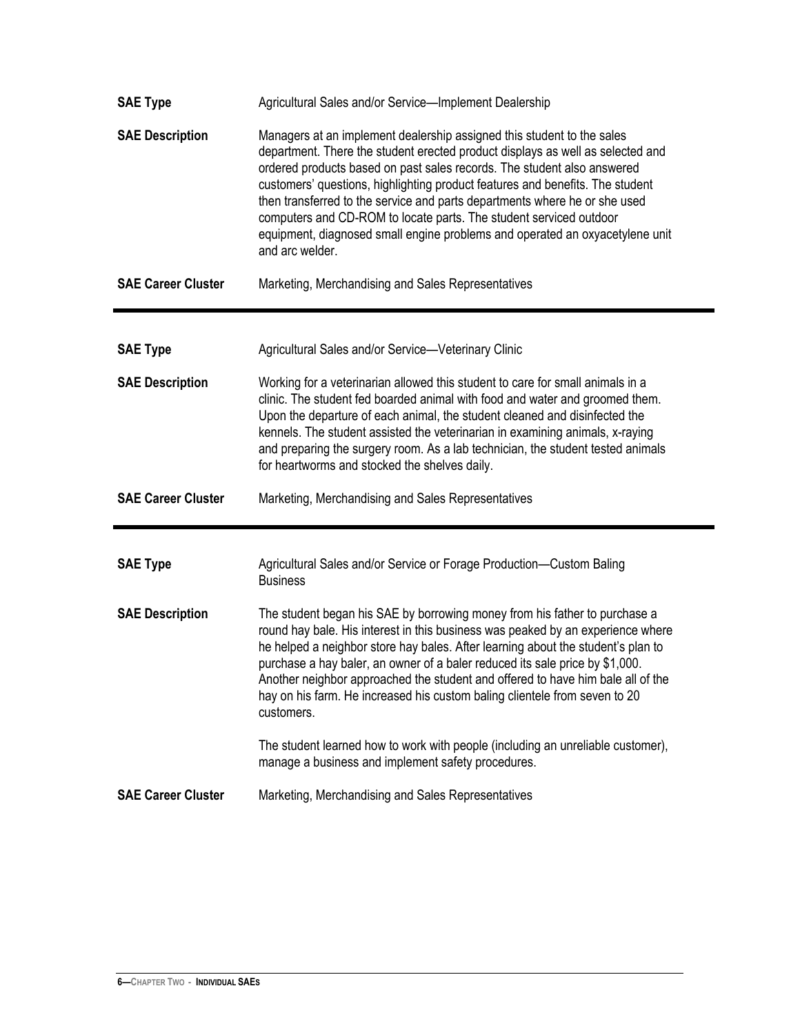**SAE Type**

Agricultural Sales and/or Service—Implement Dealership

**SAE Description**

Managers at an implement dealership assigned this student to the sales department. There the student erected product displays as well as selected and ordered products based on past sales records. The student also answered customers' questions, highlighting product features and benefits. The student then transferred to the service and parts departments where he or she used computers and CD-ROM to locate parts. The student serviced outdoor equipment, diagnosed small engine problems and operated an oxyacetylene unit and arc welder.

**SAE Career Cluster**

Marketing, Merchandising and Sales Representatives

---

**SAE Type**

Agricultural Sales and/or Service—Veterinary Clinic

**SAE Description**

Working for a veterinarian allowed this student to care for small animals in a clinic. The student fed boarded animal with food and water and groomed them. Upon the departure of each animal, the student cleaned and disinfected the kennels. The student assisted the veterinarian in examining animals, x-raying and preparing the surgery room. As a lab technician, the student tested animals for heartworms and stocked the shelves daily.

**SAE Career Cluster**

Marketing, Merchandising and Sales Representatives

---

**SAE Type**

Agricultural Sales and/or Service or Forage Production—Custom Baling Business

**SAE Description**

The student began his SAE by borrowing money from his father to purchase a round hay bale. His interest in this business was peaked by an experience where he helped a neighbor store hay bales. After learning about the student's plan to purchase a hay baler, an owner of a baler reduced its sale price by $1,000. Another neighbor approached the student and offered to have him bale all of the hay on his farm. He increased his custom baling clientele from seven to 20 customers.

The student learned how to work with people (including an unreliable customer), manage a business and implement safety procedures.

**SAE Career Cluster**

Marketing, Merchandising and Sales Representatives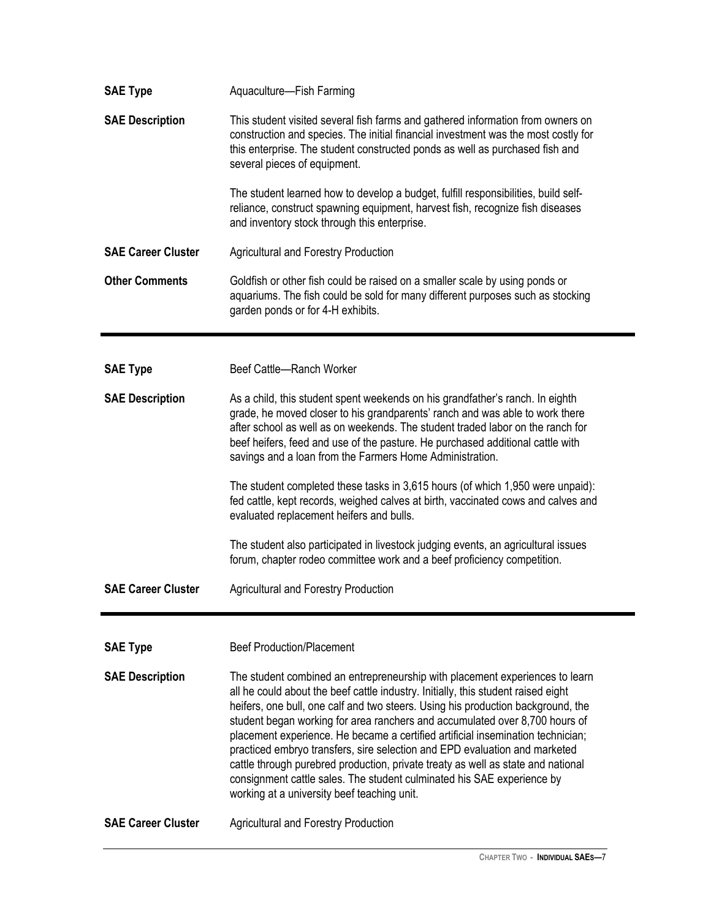| | |
|---|---|
| **SAE Type** | Aquaculture—Fish Farming |
| **SAE Description** | This student visited several fish farms and gathered information from owners on construction and species. The initial financial investment was the most costly for this enterprise. The student constructed ponds as well as purchased fish and several pieces of equipment.<br><br>The student learned how to develop a budget, fulfill responsibilities, build self-reliance, construct spawning equipment, harvest fish, recognize fish diseases and inventory stock through this enterprise. |
| **SAE Career Cluster** | Agricultural and Forestry Production |
| **Other Comments** | Goldfish or other fish could be raised on a smaller scale by using ponds or aquariums. The fish could be sold for many different purposes such as stocking garden ponds or for 4-H exhibits. |

---

| | |
|---|---|
| **SAE Type** | Beef Cattle—Ranch Worker |
| **SAE Description** | As a child, this student spent weekends on his grandfather's ranch. In eighth grade, he moved closer to his grandparents' ranch and was able to work there after school as well as on weekends. The student traded labor on the ranch for beef heifers, feed and use of the pasture. He purchased additional cattle with savings and a loan from the Farmers Home Administration.<br><br>The student completed these tasks in 3,615 hours (of which 1,950 were unpaid): fed cattle, kept records, weighed calves at birth, vaccinated cows and calves and evaluated replacement heifers and bulls.<br><br>The student also participated in livestock judging events, an agricultural issues forum, chapter rodeo committee work and a beef proficiency competition. |
| **SAE Career Cluster** | Agricultural and Forestry Production |

---

| | |
|---|---|
| **SAE Type** | Beef Production/Placement |
| **SAE Description** | The student combined an entrepreneurship with placement experiences to learn all he could about the beef cattle industry. Initially, this student raised eight heifers, one bull, one calf and two steers. Using his production background, the student began working for area ranchers and accumulated over 8,700 hours of placement experience. He became a certified artificial insemination technician; practiced embryo transfers, sire selection and EPD evaluation and marketed cattle through purebred production, private treaty as well as state and national consignment cattle sales. The student culminated his SAE experience by working at a university beef teaching unit. |
| **SAE Career Cluster** | Agricultural and Forestry Production |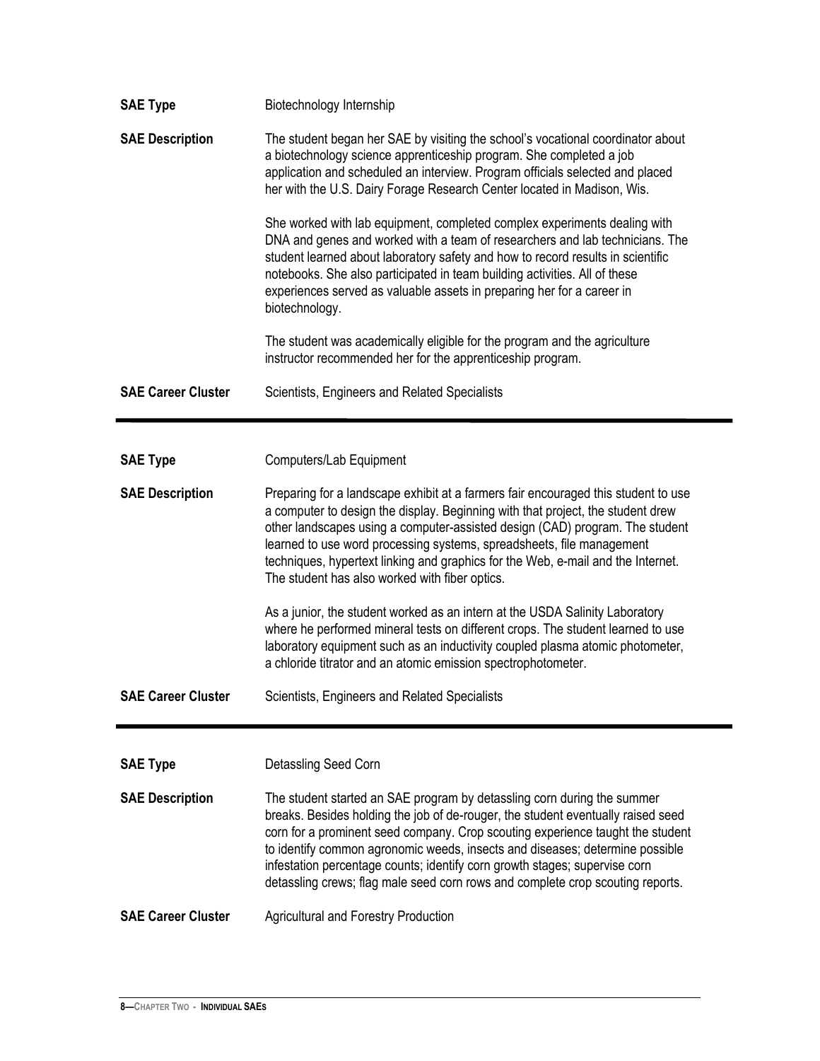**SAE Type** Biotechnology Internship

**SAE Description** The student began her SAE by visiting the school's vocational coordinator about a biotechnology science apprenticeship program. She completed a job application and scheduled an interview. Program officials selected and placed her with the U.S. Dairy Forage Research Center located in Madison, Wis.

She worked with lab equipment, completed complex experiments dealing with DNA and genes and worked with a team of researchers and lab technicians. The student learned about laboratory safety and how to record results in scientific notebooks. She also participated in team building activities. All of these experiences served as valuable assets in preparing her for a career in biotechnology.

The student was academically eligible for the program and the agriculture instructor recommended her for the apprenticeship program.

**SAE Career Cluster** Scientists, Engineers and Related Specialists

---

**SAE Type** Computers/Lab Equipment

**SAE Description** Preparing for a landscape exhibit at a farmers fair encouraged this student to use a computer to design the display. Beginning with that project, the student drew other landscapes using a computer-assisted design (CAD) program. The student learned to use word processing systems, spreadsheets, file management techniques, hypertext linking and graphics for the Web, e-mail and the Internet. The student has also worked with fiber optics.

As a junior, the student worked as an intern at the USDA Salinity Laboratory where he performed mineral tests on different crops. The student learned to use laboratory equipment such as an inductivity coupled plasma atomic photometer, a chloride titrator and an atomic emission spectrophotometer.

**SAE Career Cluster** Scientists, Engineers and Related Specialists

---

**SAE Type** Detassling Seed Corn

**SAE Description** The student started an SAE program by detassling corn during the summer breaks. Besides holding the job of de-rouger, the student eventually raised seed corn for a prominent seed company. Crop scouting experience taught the student to identify common agronomic weeds, insects and diseases; determine possible infestation percentage counts; identify corn growth stages; supervise corn detassling crews; flag male seed corn rows and complete crop scouting reports.

**SAE Career Cluster** Agricultural and Forestry Production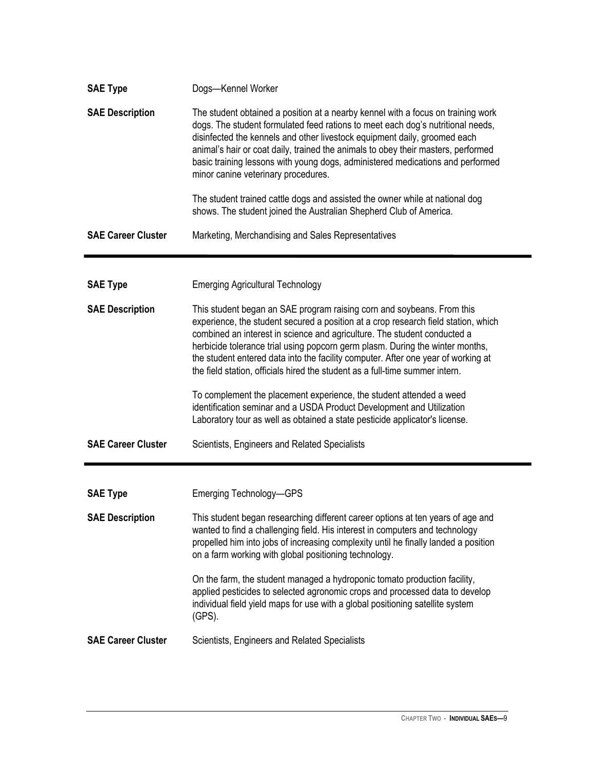| | |
|---|---|
| **SAE Type** | Dogs—Kennel Worker |
| **SAE Description** | The student obtained a position at a nearby kennel with a focus on training work dogs. The student formulated feed rations to meet each dog's nutritional needs, disinfected the kennels and other livestock equipment daily, groomed each animal's hair or coat daily, trained the animals to obey their masters, performed basic training lessons with young dogs, administered medications and performed minor canine veterinary procedures.<br><br>The student trained cattle dogs and assisted the owner while at national dog shows. The student joined the Australian Shepherd Club of America. |
| **SAE Career Cluster** | Marketing, Merchandising and Sales Representatives |

---

| | |
|---|---|
| **SAE Type** | Emerging Agricultural Technology |
| **SAE Description** | This student began an SAE program raising corn and soybeans. From this experience, the student secured a position at a crop research field station, which combined an interest in science and agriculture. The student conducted a herbicide tolerance trial using popcorn germ plasm. During the winter months, the student entered data into the facility computer. After one year of working at the field station, officials hired the student as a full-time summer intern.<br><br>To complement the placement experience, the student attended a weed identification seminar and a USDA Product Development and Utilization Laboratory tour as well as obtained a state pesticide applicator's license. |
| **SAE Career Cluster** | Scientists, Engineers and Related Specialists |

---

| | |
|---|---|
| **SAE Type** | Emerging Technology—GPS |
| **SAE Description** | This student began researching different career options at ten years of age and wanted to find a challenging field. His interest in computers and technology propelled him into jobs of increasing complexity until he finally landed a position on a farm working with global positioning technology.<br><br>On the farm, the student managed a hydroponic tomato production facility, applied pesticides to selected agronomic crops and processed data to develop individual field yield maps for use with a global positioning satellite system (GPS). |
| **SAE Career Cluster** | Scientists, Engineers and Related Specialists |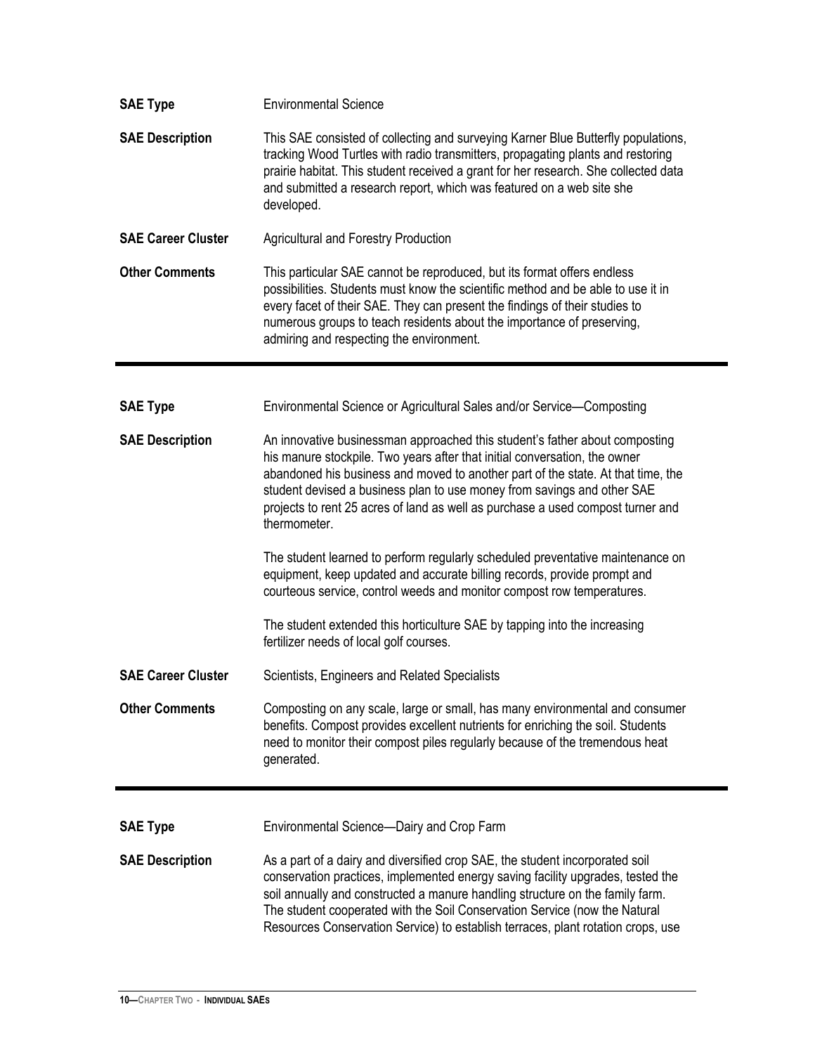| | |
|---|---|
| **SAE Type** | Environmental Science |
| **SAE Description** | This SAE consisted of collecting and surveying Karner Blue Butterfly populations, tracking Wood Turtles with radio transmitters, propagating plants and restoring prairie habitat. This student received a grant for her research. She collected data and submitted a research report, which was featured on a web site she developed. |
| **SAE Career Cluster** | Agricultural and Forestry Production |
| **Other Comments** | This particular SAE cannot be reproduced, but its format offers endless possibilities. Students must know the scientific method and be able to use it in every facet of their SAE. They can present the findings of their studies to numerous groups to teach residents about the importance of preserving, admiring and respecting the environment. |

---

| | |
|---|---|
| **SAE Type** | Environmental Science or Agricultural Sales and/or Service—Composting |
| **SAE Description** | An innovative businessman approached this student's father about composting his manure stockpile. Two years after that initial conversation, the owner abandoned his business and moved to another part of the state. At that time, the student devised a business plan to use money from savings and other SAE projects to rent 25 acres of land as well as purchase a used compost turner and thermometer.<br><br>The student learned to perform regularly scheduled preventative maintenance on equipment, keep updated and accurate billing records, provide prompt and courteous service, control weeds and monitor compost row temperatures.<br><br>The student extended this horticulture SAE by tapping into the increasing fertilizer needs of local golf courses. |
| **SAE Career Cluster** | Scientists, Engineers and Related Specialists |
| **Other Comments** | Composting on any scale, large or small, has many environmental and consumer benefits. Compost provides excellent nutrients for enriching the soil. Students need to monitor their compost piles regularly because of the tremendous heat generated. |

---

| | |
|---|---|
| **SAE Type** | Environmental Science—Dairy and Crop Farm |
| **SAE Description** | As a part of a dairy and diversified crop SAE, the student incorporated soil conservation practices, implemented energy saving facility upgrades, tested the soil annually and constructed a manure handling structure on the family farm. The student cooperated with the Soil Conservation Service (now the Natural Resources Conservation Service) to establish terraces, plant rotation crops, use |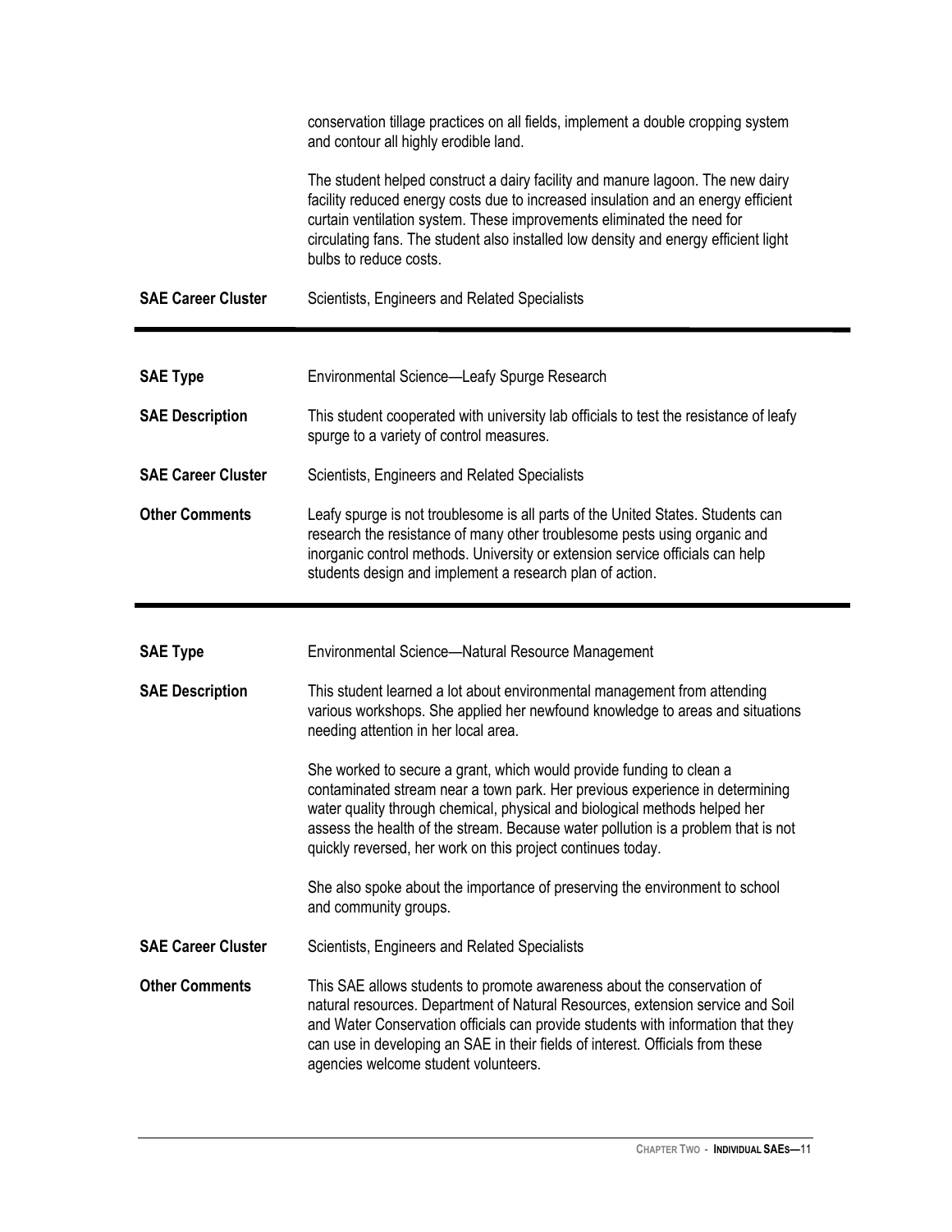| | |
|---|---|
| | conservation tillage practices on all fields, implement a double cropping system and contour all highly erodible land.<br><br>The student helped construct a dairy facility and manure lagoon. The new dairy facility reduced energy costs due to increased insulation and an energy efficient curtain ventilation system. These improvements eliminated the need for circulating fans. The student also installed low density and energy efficient light bulbs to reduce costs. |
| **SAE Career Cluster** | Scientists, Engineers and Related Specialists |

---

| | |
|---|---|
| **SAE Type** | Environmental Science—Leafy Spurge Research |
| **SAE Description** | This student cooperated with university lab officials to test the resistance of leafy spurge to a variety of control measures. |
| **SAE Career Cluster** | Scientists, Engineers and Related Specialists |
| **Other Comments** | Leafy spurge is not troublesome is all parts of the United States. Students can research the resistance of many other troublesome pests using organic and inorganic control methods. University or extension service officials can help students design and implement a research plan of action. |

---

| | |
|---|---|
| **SAE Type** | Environmental Science—Natural Resource Management |
| **SAE Description** | This student learned a lot about environmental management from attending various workshops. She applied her newfound knowledge to areas and situations needing attention in her local area.<br><br>She worked to secure a grant, which would provide funding to clean a contaminated stream near a town park. Her previous experience in determining water quality through chemical, physical and biological methods helped her assess the health of the stream. Because water pollution is a problem that is not quickly reversed, her work on this project continues today.<br><br>She also spoke about the importance of preserving the environment to school and community groups. |
| **SAE Career Cluster** | Scientists, Engineers and Related Specialists |
| **Other Comments** | This SAE allows students to promote awareness about the conservation of natural resources. Department of Natural Resources, extension service and Soil and Water Conservation officials can provide students with information that they can use in developing an SAE in their fields of interest. Officials from these agencies welcome student volunteers. |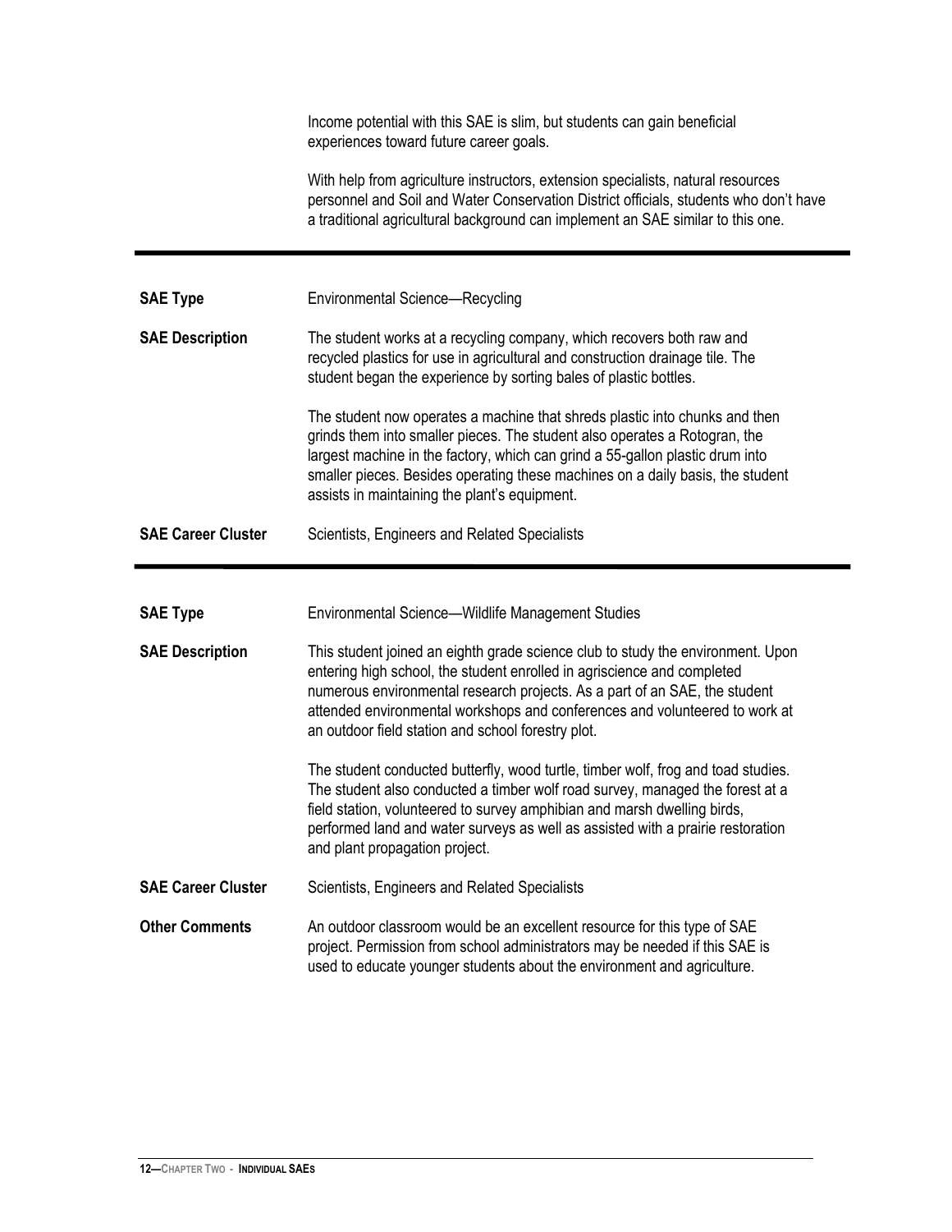Income potential with this SAE is slim, but students can gain beneficial experiences toward future career goals.

With help from agriculture instructors, extension specialists, natural resources personnel and Soil and Water Conservation District officials, students who don't have a traditional agricultural background can implement an SAE similar to this one.

---

**SAE Type**

Environmental Science—Recycling

**SAE Description**

The student works at a recycling company, which recovers both raw and recycled plastics for use in agricultural and construction drainage tile. The student began the experience by sorting bales of plastic bottles.

The student now operates a machine that shreds plastic into chunks and then grinds them into smaller pieces. The student also operates a Rotogran, the largest machine in the factory, which can grind a 55-gallon plastic drum into smaller pieces. Besides operating these machines on a daily basis, the student assists in maintaining the plant's equipment.

**SAE Career Cluster**

Scientists, Engineers and Related Specialists

---

**SAE Type**

Environmental Science—Wildlife Management Studies

**SAE Description**

This student joined an eighth grade science club to study the environment. Upon entering high school, the student enrolled in agriscience and completed numerous environmental research projects. As a part of an SAE, the student attended environmental workshops and conferences and volunteered to work at an outdoor field station and school forestry plot.

The student conducted butterfly, wood turtle, timber wolf, frog and toad studies. The student also conducted a timber wolf road survey, managed the forest at a field station, volunteered to survey amphibian and marsh dwelling birds, performed land and water surveys as well as assisted with a prairie restoration and plant propagation project.

**SAE Career Cluster**

Scientists, Engineers and Related Specialists

**Other Comments**

An outdoor classroom would be an excellent resource for this type of SAE project. Permission from school administrators may be needed if this SAE is used to educate younger students about the environment and agriculture.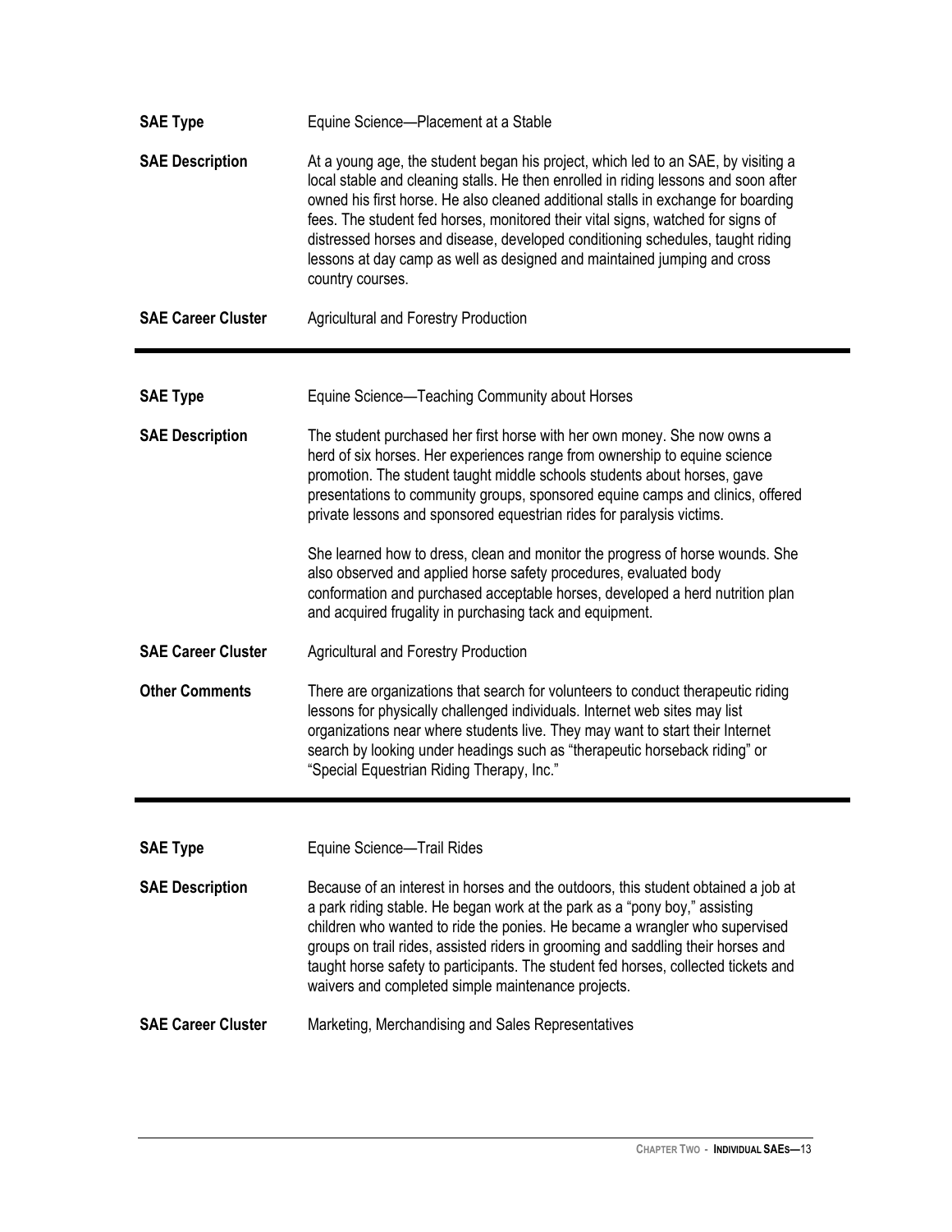| | |
|---|---|
| **SAE Type** | Equine Science—Placement at a Stable |
| **SAE Description** | At a young age, the student began his project, which led to an SAE, by visiting a local stable and cleaning stalls. He then enrolled in riding lessons and soon after owned his first horse. He also cleaned additional stalls in exchange for boarding fees. The student fed horses, monitored their vital signs, watched for signs of distressed horses and disease, developed conditioning schedules, taught riding lessons at day camp as well as designed and maintained jumping and cross country courses. |
| **SAE Career Cluster** | Agricultural and Forestry Production |

---

| | |
|---|---|
| **SAE Type** | Equine Science—Teaching Community about Horses |
| **SAE Description** | The student purchased her first horse with her own money. She now owns a herd of six horses. Her experiences range from ownership to equine science promotion. The student taught middle schools students about horses, gave presentations to community groups, sponsored equine camps and clinics, offered private lessons and sponsored equestrian rides for paralysis victims.<br><br>She learned how to dress, clean and monitor the progress of horse wounds. She also observed and applied horse safety procedures, evaluated body conformation and purchased acceptable horses, developed a herd nutrition plan and acquired frugality in purchasing tack and equipment. |
| **SAE Career Cluster** | Agricultural and Forestry Production |
| **Other Comments** | There are organizations that search for volunteers to conduct therapeutic riding lessons for physically challenged individuals. Internet web sites may list organizations near where students live. They may want to start their Internet search by looking under headings such as "therapeutic horseback riding" or "Special Equestrian Riding Therapy, Inc." |

---

| | |
|---|---|
| **SAE Type** | Equine Science—Trail Rides |
| **SAE Description** | Because of an interest in horses and the outdoors, this student obtained a job at a park riding stable. He began work at the park as a "pony boy," assisting children who wanted to ride the ponies. He became a wrangler who supervised groups on trail rides, assisted riders in grooming and saddling their horses and taught horse safety to participants. The student fed horses, collected tickets and waivers and completed simple maintenance projects. |
| **SAE Career Cluster** | Marketing, Merchandising and Sales Representatives |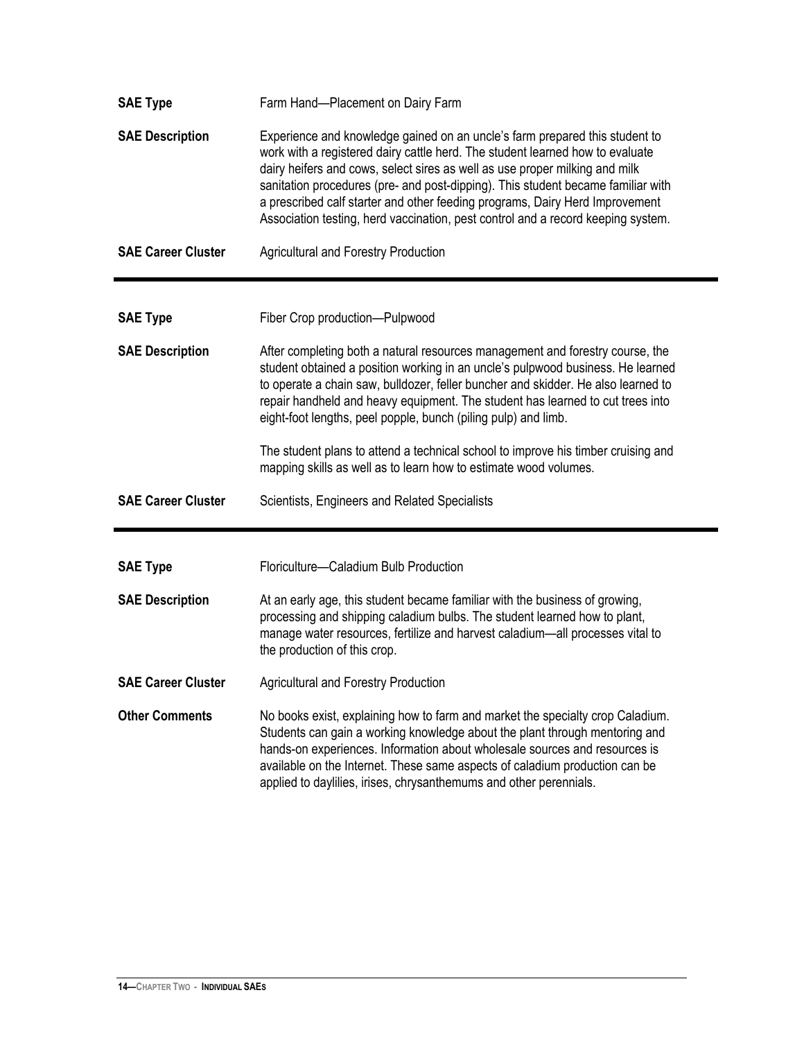| | |
|---|---|
| **SAE Type** | Farm Hand—Placement on Dairy Farm |
| **SAE Description** | Experience and knowledge gained on an uncle's farm prepared this student to work with a registered dairy cattle herd. The student learned how to evaluate dairy heifers and cows, select sires as well as use proper milking and milk sanitation procedures (pre- and post-dipping). This student became familiar with a prescribed calf starter and other feeding programs, Dairy Herd Improvement Association testing, herd vaccination, pest control and a record keeping system. |
| **SAE Career Cluster** | Agricultural and Forestry Production |

---

| | |
|---|---|
| **SAE Type** | Fiber Crop production—Pulpwood |
| **SAE Description** | After completing both a natural resources management and forestry course, the student obtained a position working in an uncle's pulpwood business. He learned to operate a chain saw, bulldozer, feller buncher and skidder. He also learned to repair handheld and heavy equipment. The student has learned to cut trees into eight-foot lengths, peel popple, bunch (piling pulp) and limb.<br><br>The student plans to attend a technical school to improve his timber cruising and mapping skills as well as to learn how to estimate wood volumes. |
| **SAE Career Cluster** | Scientists, Engineers and Related Specialists |

---

| | |
|---|---|
| **SAE Type** | Floriculture—Caladium Bulb Production |
| **SAE Description** | At an early age, this student became familiar with the business of growing, processing and shipping caladium bulbs. The student learned how to plant, manage water resources, fertilize and harvest caladium—all processes vital to the production of this crop. |
| **SAE Career Cluster** | Agricultural and Forestry Production |
| **Other Comments** | No books exist, explaining how to farm and market the specialty crop Caladium. Students can gain a working knowledge about the plant through mentoring and hands-on experiences. Information about wholesale sources and resources is available on the Internet. These same aspects of caladium production can be applied to daylilies, irises, chrysanthemums and other perennials. |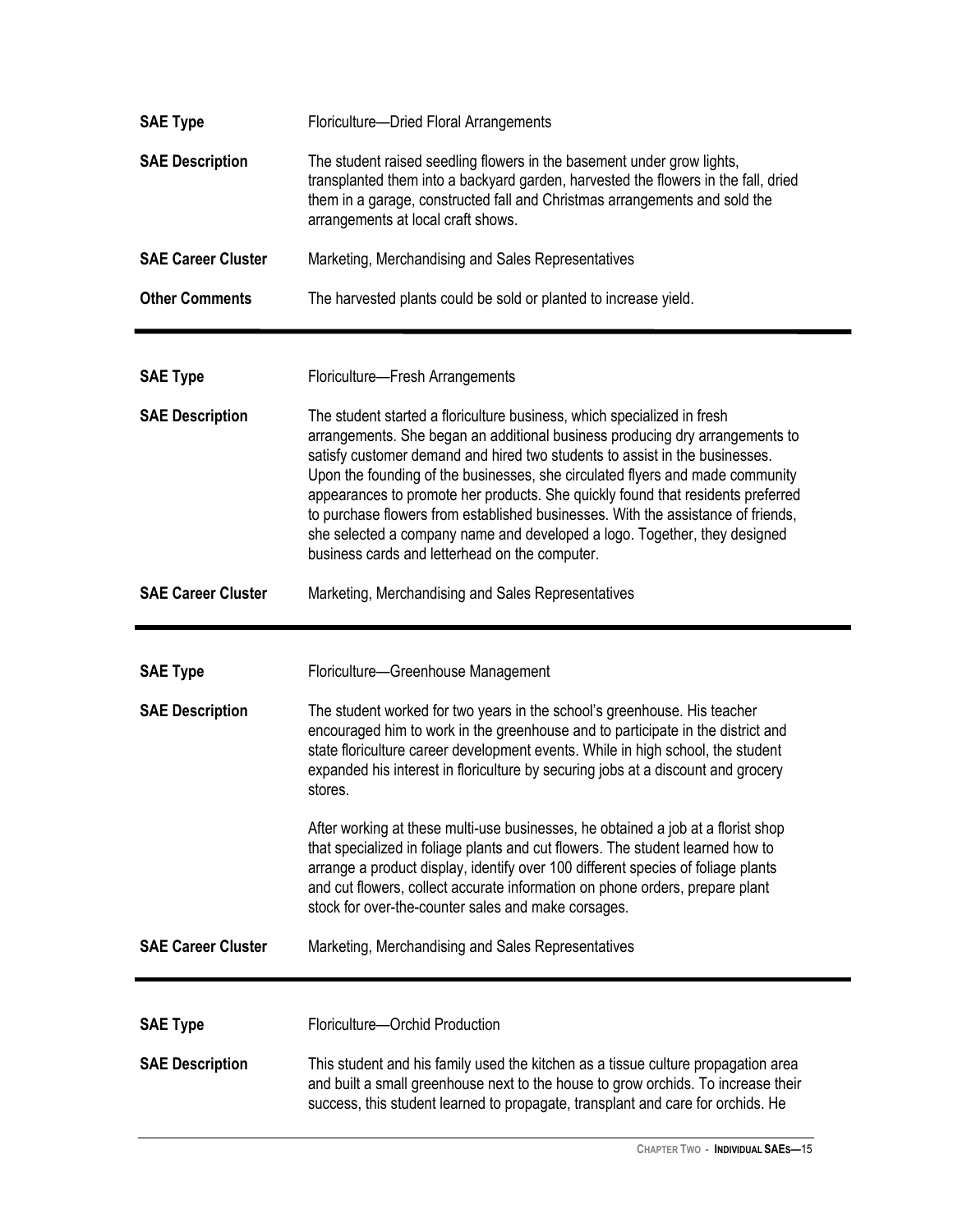**SAE Type** Floriculture—Dried Floral Arrangements

**SAE Description** The student raised seedling flowers in the basement under grow lights, transplanted them into a backyard garden, harvested the flowers in the fall, dried them in a garage, constructed fall and Christmas arrangements and sold the arrangements at local craft shows.

**SAE Career Cluster** Marketing, Merchandising and Sales Representatives

**Other Comments** The harvested plants could be sold or planted to increase yield.

---

**SAE Type** Floriculture—Fresh Arrangements

**SAE Description** The student started a floriculture business, which specialized in fresh arrangements. She began an additional business producing dry arrangements to satisfy customer demand and hired two students to assist in the businesses. Upon the founding of the businesses, she circulated flyers and made community appearances to promote her products. She quickly found that residents preferred to purchase flowers from established businesses. With the assistance of friends, she selected a company name and developed a logo. Together, they designed business cards and letterhead on the computer.

**SAE Career Cluster** Marketing, Merchandising and Sales Representatives

---

**SAE Type** Floriculture—Greenhouse Management

**SAE Description** The student worked for two years in the school's greenhouse. His teacher encouraged him to work in the greenhouse and to participate in the district and state floriculture career development events. While in high school, the student expanded his interest in floriculture by securing jobs at a discount and grocery stores.

After working at these multi-use businesses, he obtained a job at a florist shop that specialized in foliage plants and cut flowers. The student learned how to arrange a product display, identify over 100 different species of foliage plants and cut flowers, collect accurate information on phone orders, prepare plant stock for over-the-counter sales and make corsages.

**SAE Career Cluster** Marketing, Merchandising and Sales Representatives

---

**SAE Type** Floriculture—Orchid Production

**SAE Description** This student and his family used the kitchen as a tissue culture propagation area and built a small greenhouse next to the house to grow orchids. To increase their success, this student learned to propagate, transplant and care for orchids. He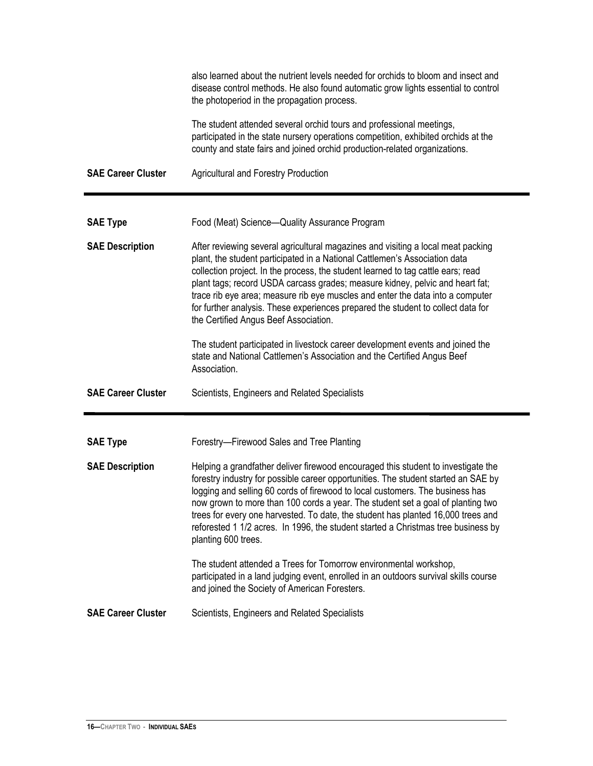also learned about the nutrient levels needed for orchids to bloom and insect and disease control methods. He also found automatic grow lights essential to control the photoperiod in the propagation process.

The student attended several orchid tours and professional meetings, participated in the state nursery operations competition, exhibited orchids at the county and state fairs and joined orchid production-related organizations.

**SAE Career Cluster** Agricultural and Forestry Production

---

**SAE Type** Food (Meat) Science—Quality Assurance Program

**SAE Description** After reviewing several agricultural magazines and visiting a local meat packing plant, the student participated in a National Cattlemen's Association data collection project. In the process, the student learned to tag cattle ears; read plant tags; record USDA carcass grades; measure kidney, pelvic and heart fat; trace rib eye area; measure rib eye muscles and enter the data into a computer for further analysis. These experiences prepared the student to collect data for the Certified Angus Beef Association.

The student participated in livestock career development events and joined the state and National Cattlemen's Association and the Certified Angus Beef Association.

**SAE Career Cluster** Scientists, Engineers and Related Specialists

---

**SAE Type** Forestry—Firewood Sales and Tree Planting

**SAE Description** Helping a grandfather deliver firewood encouraged this student to investigate the forestry industry for possible career opportunities. The student started an SAE by logging and selling 60 cords of firewood to local customers. The business has now grown to more than 100 cords a year. The student set a goal of planting two trees for every one harvested. To date, the student has planted 16,000 trees and reforested 1 1/2 acres. In 1996, the student started a Christmas tree business by planting 600 trees.

The student attended a Trees for Tomorrow environmental workshop, participated in a land judging event, enrolled in an outdoors survival skills course and joined the Society of American Foresters.

**SAE Career Cluster** Scientists, Engineers and Related Specialists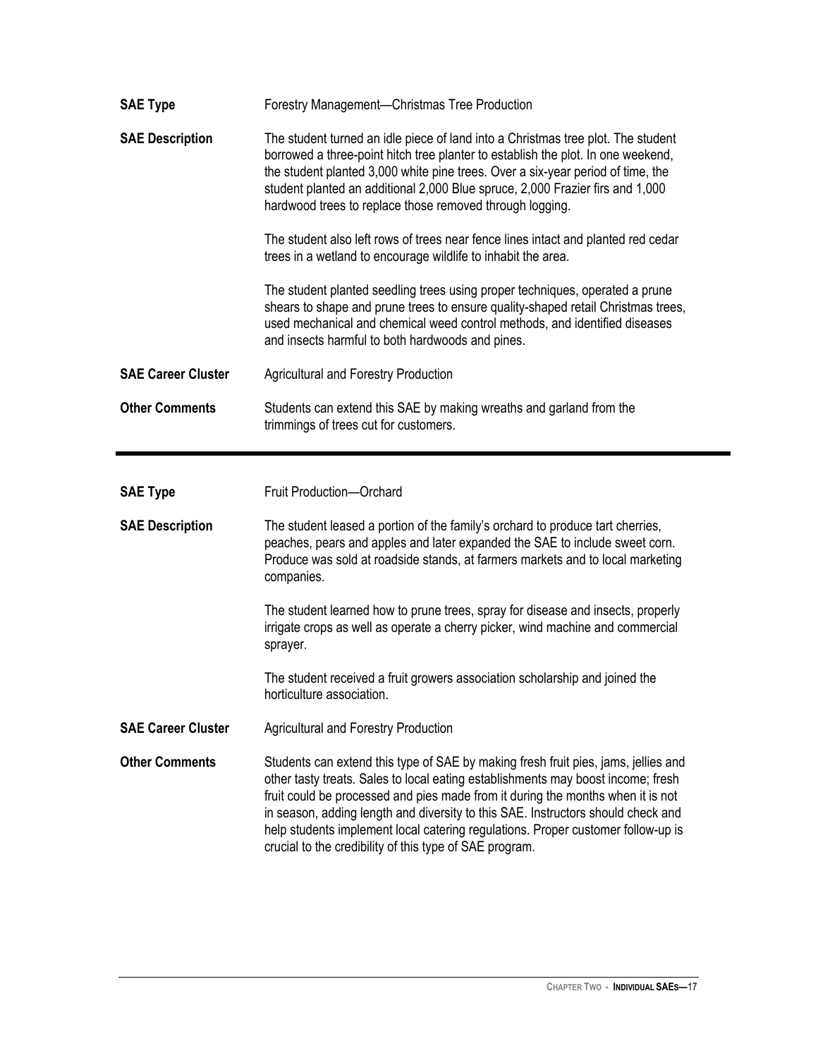**SAE Type** Forestry Management—Christmas Tree Production

**SAE Description** The student turned an idle piece of land into a Christmas tree plot. The student borrowed a three-point hitch tree planter to establish the plot. In one weekend, the student planted 3,000 white pine trees. Over a six-year period of time, the student planted an additional 2,000 Blue spruce, 2,000 Frazier firs and 1,000 hardwood trees to replace those removed through logging.

The student also left rows of trees near fence lines intact and planted red cedar trees in a wetland to encourage wildlife to inhabit the area.

The student planted seedling trees using proper techniques, operated a prune shears to shape and prune trees to ensure quality-shaped retail Christmas trees, used mechanical and chemical weed control methods, and identified diseases and insects harmful to both hardwoods and pines.

**SAE Career Cluster** Agricultural and Forestry Production

**Other Comments** Students can extend this SAE by making wreaths and garland from the trimmings of trees cut for customers.

---

**SAE Type** Fruit Production—Orchard

**SAE Description** The student leased a portion of the family's orchard to produce tart cherries, peaches, pears and apples and later expanded the SAE to include sweet corn. Produce was sold at roadside stands, at farmers markets and to local marketing companies.

The student learned how to prune trees, spray for disease and insects, properly irrigate crops as well as operate a cherry picker, wind machine and commercial sprayer.

The student received a fruit growers association scholarship and joined the horticulture association.

**SAE Career Cluster** Agricultural and Forestry Production

**Other Comments** Students can extend this type of SAE by making fresh fruit pies, jams, jellies and other tasty treats. Sales to local eating establishments may boost income; fresh fruit could be processed and pies made from it during the months when it is not in season, adding length and diversity to this SAE. Instructors should check and help students implement local catering regulations. Proper customer follow-up is crucial to the credibility of this type of SAE program.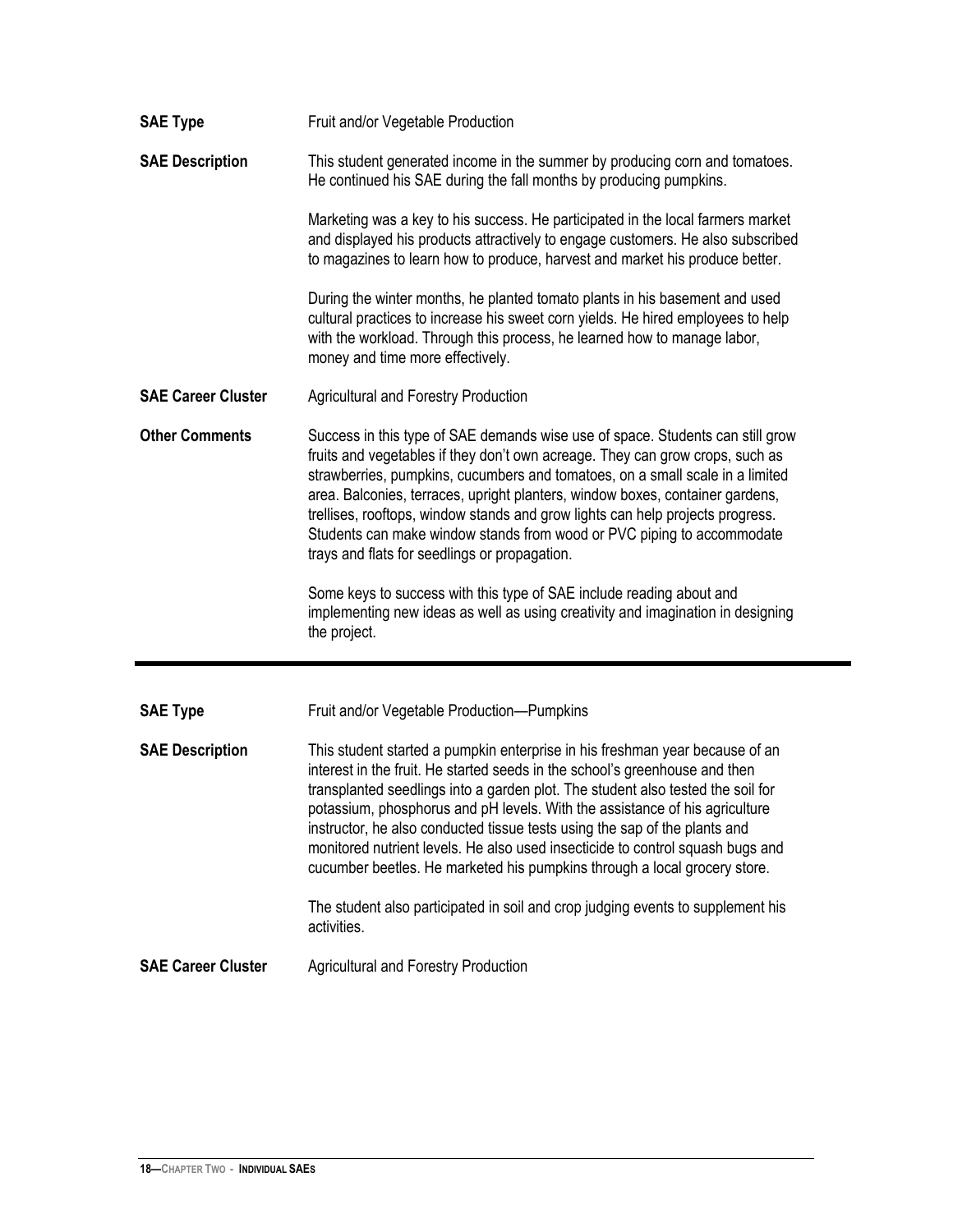**SAE Type** Fruit and/or Vegetable Production

**SAE Description** This student generated income in the summer by producing corn and tomatoes. He continued his SAE during the fall months by producing pumpkins.

Marketing was a key to his success. He participated in the local farmers market and displayed his products attractively to engage customers. He also subscribed to magazines to learn how to produce, harvest and market his produce better.

During the winter months, he planted tomato plants in his basement and used cultural practices to increase his sweet corn yields. He hired employees to help with the workload. Through this process, he learned how to manage labor, money and time more effectively.

**SAE Career Cluster** Agricultural and Forestry Production

**Other Comments** Success in this type of SAE demands wise use of space. Students can still grow fruits and vegetables if they don't own acreage. They can grow crops, such as strawberries, pumpkins, cucumbers and tomatoes, on a small scale in a limited area. Balconies, terraces, upright planters, window boxes, container gardens, trellises, rooftops, window stands and grow lights can help projects progress. Students can make window stands from wood or PVC piping to accommodate trays and flats for seedlings or propagation.

Some keys to success with this type of SAE include reading about and implementing new ideas as well as using creativity and imagination in designing the project.

---

**SAE Type** Fruit and/or Vegetable Production—Pumpkins

**SAE Description** This student started a pumpkin enterprise in his freshman year because of an interest in the fruit. He started seeds in the school's greenhouse and then transplanted seedlings into a garden plot. The student also tested the soil for potassium, phosphorus and pH levels. With the assistance of his agriculture instructor, he also conducted tissue tests using the sap of the plants and monitored nutrient levels. He also used insecticide to control squash bugs and cucumber beetles. He marketed his pumpkins through a local grocery store.

The student also participated in soil and crop judging events to supplement his activities.

**SAE Career Cluster** Agricultural and Forestry Production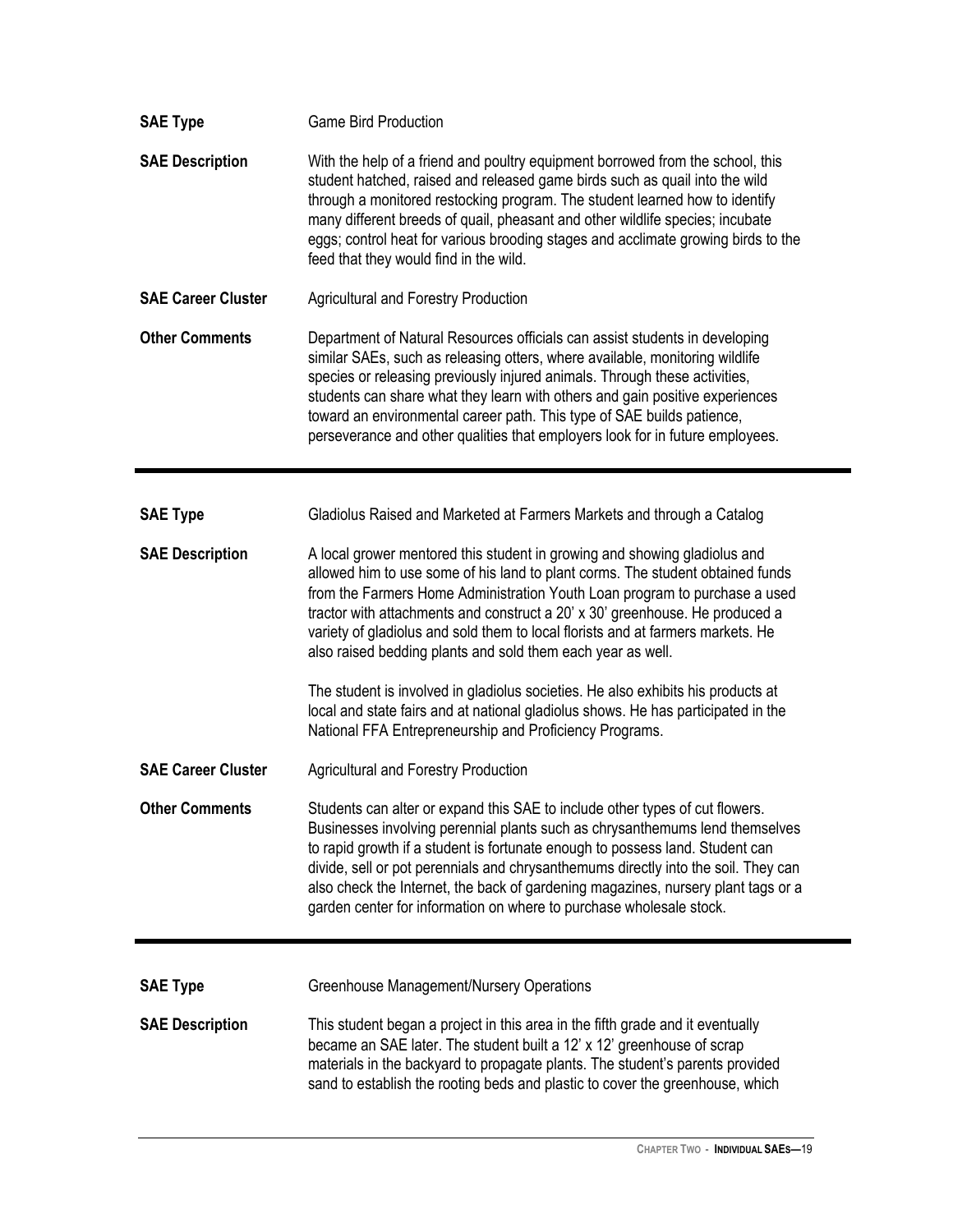**SAE Type**
Game Bird Production

**SAE Description**
With the help of a friend and poultry equipment borrowed from the school, this student hatched, raised and released game birds such as quail into the wild through a monitored restocking program. The student learned how to identify many different breeds of quail, pheasant and other wildlife species; incubate eggs; control heat for various brooding stages and acclimate growing birds to the feed that they would find in the wild.

**SAE Career Cluster**
Agricultural and Forestry Production

**Other Comments**
Department of Natural Resources officials can assist students in developing similar SAEs, such as releasing otters, where available, monitoring wildlife species or releasing previously injured animals. Through these activities, students can share what they learn with others and gain positive experiences toward an environmental career path. This type of SAE builds patience, perseverance and other qualities that employers look for in future employees.

---

**SAE Type**
Gladiolus Raised and Marketed at Farmers Markets and through a Catalog

**SAE Description**
A local grower mentored this student in growing and showing gladiolus and allowed him to use some of his land to plant corms. The student obtained funds from the Farmers Home Administration Youth Loan program to purchase a used tractor with attachments and construct a 20' x 30' greenhouse. He produced a variety of gladiolus and sold them to local florists and at farmers markets. He also raised bedding plants and sold them each year as well.

The student is involved in gladiolus societies. He also exhibits his products at local and state fairs and at national gladiolus shows. He has participated in the National FFA Entrepreneurship and Proficiency Programs.

**SAE Career Cluster**
Agricultural and Forestry Production

**Other Comments**
Students can alter or expand this SAE to include other types of cut flowers. Businesses involving perennial plants such as chrysanthemums lend themselves to rapid growth if a student is fortunate enough to possess land. Student can divide, sell or pot perennials and chrysanthemums directly into the soil. They can also check the Internet, the back of gardening magazines, nursery plant tags or a garden center for information on where to purchase wholesale stock.

---

**SAE Type**
Greenhouse Management/Nursery Operations

**SAE Description**
This student began a project in this area in the fifth grade and it eventually became an SAE later. The student built a 12' x 12' greenhouse of scrap materials in the backyard to propagate plants. The student's parents provided sand to establish the rooting beds and plastic to cover the greenhouse, which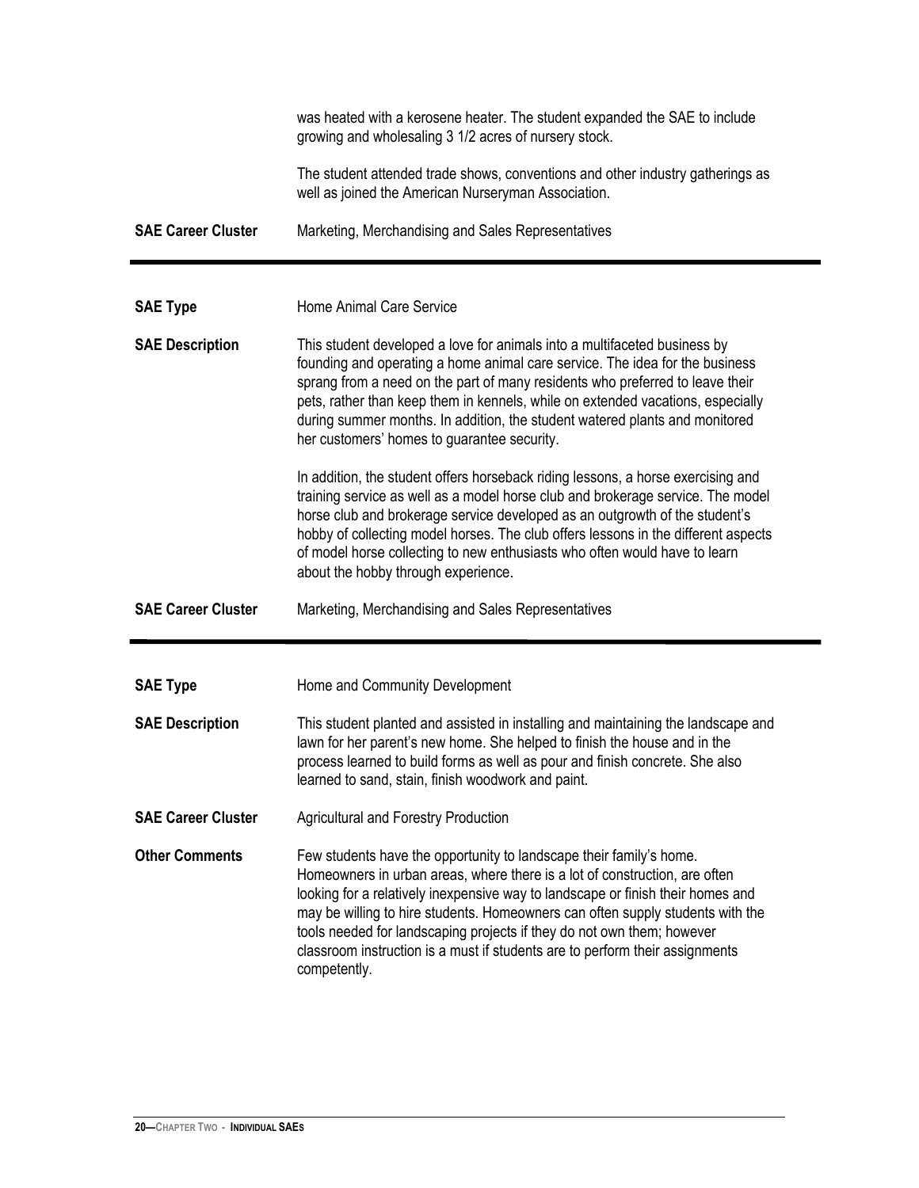was heated with a kerosene heater. The student expanded the SAE to include growing and wholesaling 3 1/2 acres of nursery stock.

The student attended trade shows, conventions and other industry gatherings as well as joined the American Nurseryman Association.

**SAE Career Cluster** Marketing, Merchandising and Sales Representatives

---

**SAE Type** Home Animal Care Service

**SAE Description** This student developed a love for animals into a multifaceted business by founding and operating a home animal care service. The idea for the business sprang from a need on the part of many residents who preferred to leave their pets, rather than keep them in kennels, while on extended vacations, especially during summer months. In addition, the student watered plants and monitored her customers' homes to guarantee security.

In addition, the student offers horseback riding lessons, a horse exercising and training service as well as a model horse club and brokerage service. The model horse club and brokerage service developed as an outgrowth of the student's hobby of collecting model horses. The club offers lessons in the different aspects of model horse collecting to new enthusiasts who often would have to learn about the hobby through experience.

**SAE Career Cluster** Marketing, Merchandising and Sales Representatives

---

**SAE Type** Home and Community Development

**SAE Description** This student planted and assisted in installing and maintaining the landscape and lawn for her parent's new home. She helped to finish the house and in the process learned to build forms as well as pour and finish concrete. She also learned to sand, stain, finish woodwork and paint.

**SAE Career Cluster** Agricultural and Forestry Production

**Other Comments** Few students have the opportunity to landscape their family's home. Homeowners in urban areas, where there is a lot of construction, are often looking for a relatively inexpensive way to landscape or finish their homes and may be willing to hire students. Homeowners can often supply students with the tools needed for landscaping projects if they do not own them; however classroom instruction is a must if students are to perform their assignments competently.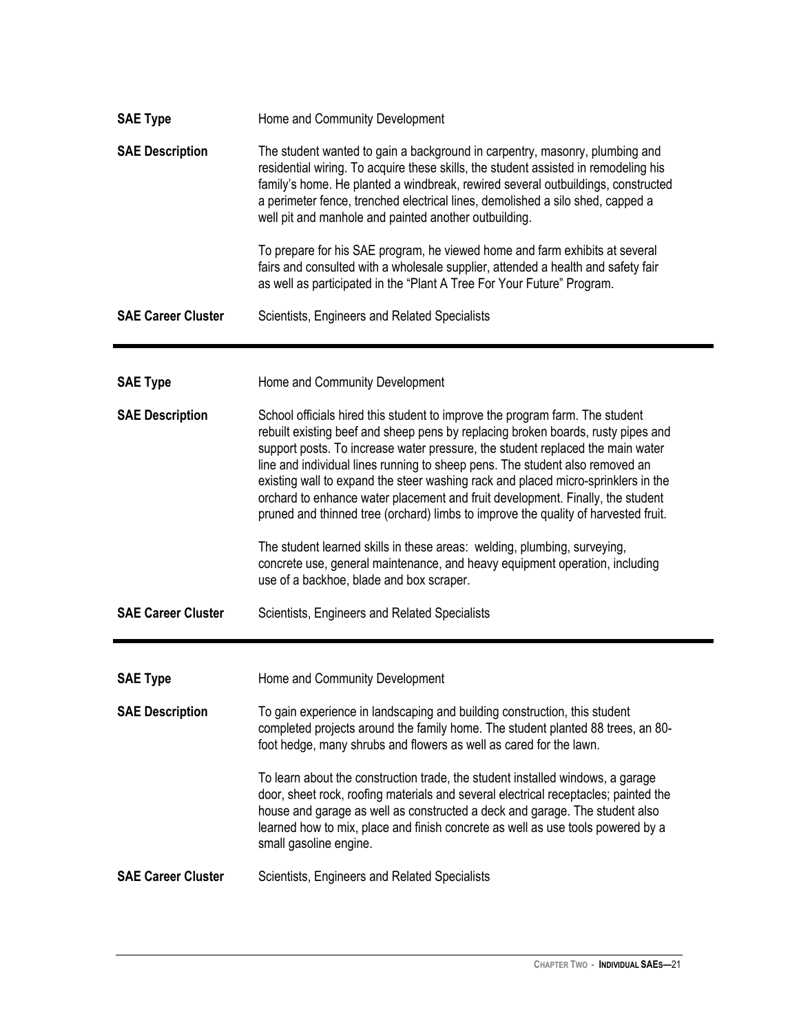**SAE Type** Home and Community Development

**SAE Description** The student wanted to gain a background in carpentry, masonry, plumbing and residential wiring. To acquire these skills, the student assisted in remodeling his family's home. He planted a windbreak, rewired several outbuildings, constructed a perimeter fence, trenched electrical lines, demolished a silo shed, capped a well pit and manhole and painted another outbuilding.

To prepare for his SAE program, he viewed home and farm exhibits at several fairs and consulted with a wholesale supplier, attended a health and safety fair as well as participated in the "Plant A Tree For Your Future" Program.

**SAE Career Cluster** Scientists, Engineers and Related Specialists

---

**SAE Type** Home and Community Development

**SAE Description** School officials hired this student to improve the program farm. The student rebuilt existing beef and sheep pens by replacing broken boards, rusty pipes and support posts. To increase water pressure, the student replaced the main water line and individual lines running to sheep pens. The student also removed an existing wall to expand the steer washing rack and placed micro-sprinklers in the orchard to enhance water placement and fruit development. Finally, the student pruned and thinned tree (orchard) limbs to improve the quality of harvested fruit.

The student learned skills in these areas: welding, plumbing, surveying, concrete use, general maintenance, and heavy equipment operation, including use of a backhoe, blade and box scraper.

**SAE Career Cluster** Scientists, Engineers and Related Specialists

---

**SAE Type** Home and Community Development

**SAE Description** To gain experience in landscaping and building construction, this student completed projects around the family home. The student planted 88 trees, an 80-foot hedge, many shrubs and flowers as well as cared for the lawn.

To learn about the construction trade, the student installed windows, a garage door, sheet rock, roofing materials and several electrical receptacles; painted the house and garage as well as constructed a deck and garage. The student also learned how to mix, place and finish concrete as well as use tools powered by a small gasoline engine.

**SAE Career Cluster** Scientists, Engineers and Related Specialists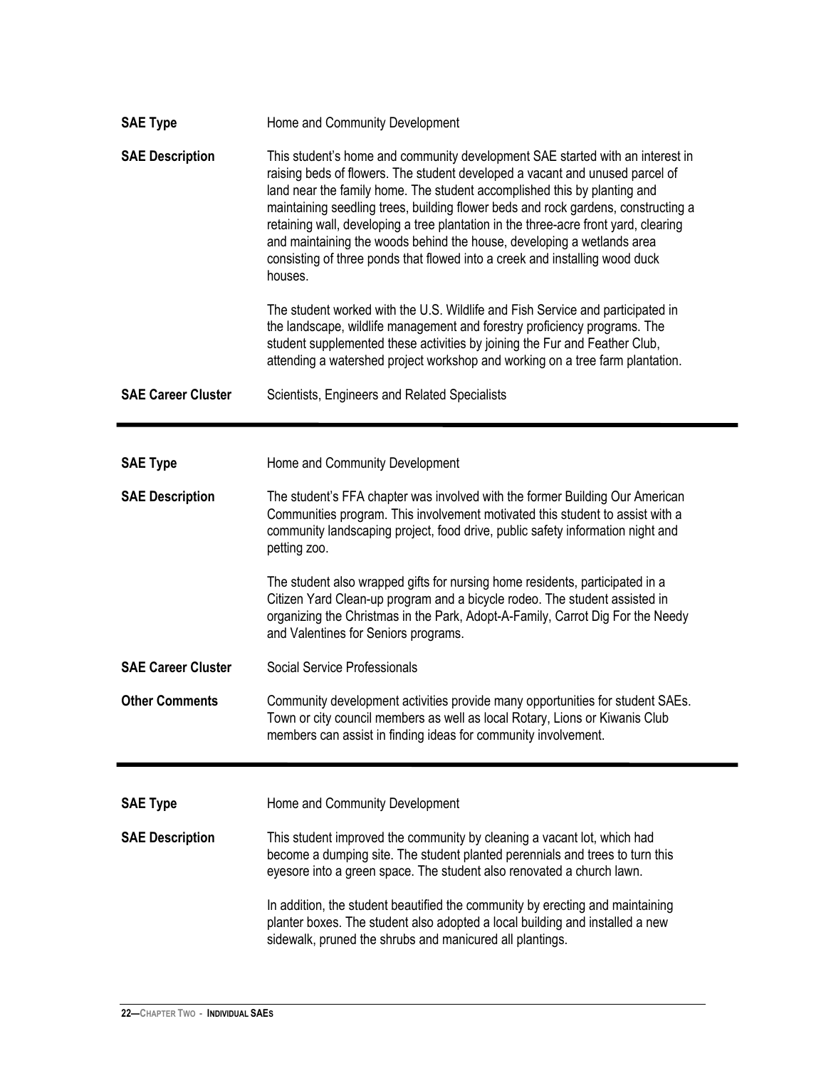**SAE Type**
Home and Community Development

**SAE Description**
This student's home and community development SAE started with an interest in raising beds of flowers. The student developed a vacant and unused parcel of land near the family home. The student accomplished this by planting and maintaining seedling trees, building flower beds and rock gardens, constructing a retaining wall, developing a tree plantation in the three-acre front yard, clearing and maintaining the woods behind the house, developing a wetlands area consisting of three ponds that flowed into a creek and installing wood duck houses.

The student worked with the U.S. Wildlife and Fish Service and participated in the landscape, wildlife management and forestry proficiency programs. The student supplemented these activities by joining the Fur and Feather Club, attending a watershed project workshop and working on a tree farm plantation.

**SAE Career Cluster**
Scientists, Engineers and Related Specialists

---

**SAE Type**
Home and Community Development

**SAE Description**
The student's FFA chapter was involved with the former Building Our American Communities program. This involvement motivated this student to assist with a community landscaping project, food drive, public safety information night and petting zoo.

The student also wrapped gifts for nursing home residents, participated in a Citizen Yard Clean-up program and a bicycle rodeo. The student assisted in organizing the Christmas in the Park, Adopt-A-Family, Carrot Dig For the Needy and Valentines for Seniors programs.

**SAE Career Cluster**
Social Service Professionals

**Other Comments**
Community development activities provide many opportunities for student SAEs. Town or city council members as well as local Rotary, Lions or Kiwanis Club members can assist in finding ideas for community involvement.

---

**SAE Type**
Home and Community Development

**SAE Description**
This student improved the community by cleaning a vacant lot, which had become a dumping site. The student planted perennials and trees to turn this eyesore into a green space. The student also renovated a church lawn.

In addition, the student beautified the community by erecting and maintaining planter boxes. The student also adopted a local building and installed a new sidewalk, pruned the shrubs and manicured all plantings.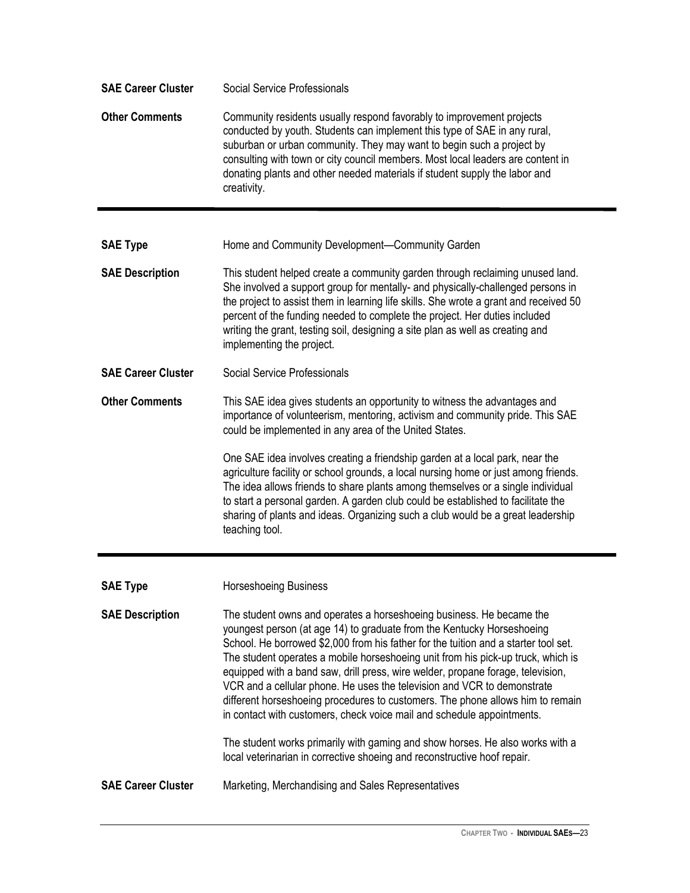**SAE Career Cluster** Social Service Professionals

**Other Comments** Community residents usually respond favorably to improvement projects conducted by youth. Students can implement this type of SAE in any rural, suburban or urban community. They may want to begin such a project by consulting with town or city council members. Most local leaders are content in donating plants and other needed materials if student supply the labor and creativity.

---

**SAE Type** Home and Community Development—Community Garden

**SAE Description** This student helped create a community garden through reclaiming unused land. She involved a support group for mentally- and physically-challenged persons in the project to assist them in learning life skills. She wrote a grant and received 50 percent of the funding needed to complete the project. Her duties included writing the grant, testing soil, designing a site plan as well as creating and implementing the project.

**SAE Career Cluster** Social Service Professionals

**Other Comments** This SAE idea gives students an opportunity to witness the advantages and importance of volunteerism, mentoring, activism and community pride. This SAE could be implemented in any area of the United States.

One SAE idea involves creating a friendship garden at a local park, near the agriculture facility or school grounds, a local nursing home or just among friends. The idea allows friends to share plants among themselves or a single individual to start a personal garden. A garden club could be established to facilitate the sharing of plants and ideas. Organizing such a club would be a great leadership teaching tool.

---

**SAE Type** Horseshoeing Business

**SAE Description** The student owns and operates a horseshoeing business. He became the youngest person (at age 14) to graduate from the Kentucky Horseshoeing School. He borrowed $2,000 from his father for the tuition and a starter tool set. The student operates a mobile horseshoeing unit from his pick-up truck, which is equipped with a band saw, drill press, wire welder, propane forage, television, VCR and a cellular phone. He uses the television and VCR to demonstrate different horseshoeing procedures to customers. The phone allows him to remain in contact with customers, check voice mail and schedule appointments.

The student works primarily with gaming and show horses. He also works with a local veterinarian in corrective shoeing and reconstructive hoof repair.

**SAE Career Cluster** Marketing, Merchandising and Sales Representatives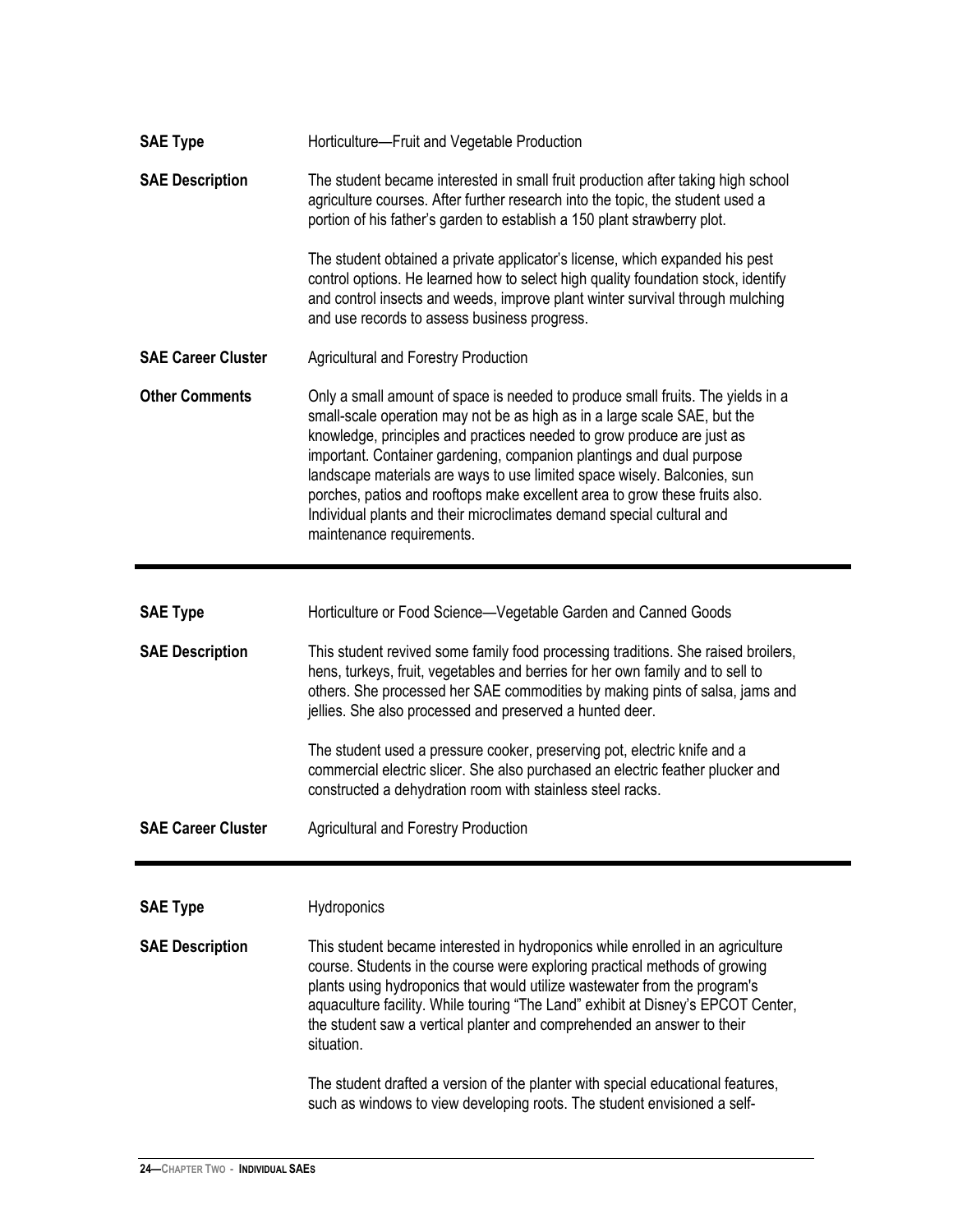**SAE Type** Horticulture—Fruit and Vegetable Production

**SAE Description** The student became interested in small fruit production after taking high school agriculture courses. After further research into the topic, the student used a portion of his father's garden to establish a 150 plant strawberry plot.

The student obtained a private applicator's license, which expanded his pest control options. He learned how to select high quality foundation stock, identify and control insects and weeds, improve plant winter survival through mulching and use records to assess business progress.

**SAE Career Cluster** Agricultural and Forestry Production

**Other Comments** Only a small amount of space is needed to produce small fruits. The yields in a small-scale operation may not be as high as in a large scale SAE, but the knowledge, principles and practices needed to grow produce are just as important. Container gardening, companion plantings and dual purpose landscape materials are ways to use limited space wisely. Balconies, sun porches, patios and rooftops make excellent area to grow these fruits also. Individual plants and their microclimates demand special cultural and maintenance requirements.

---

**SAE Type** Horticulture or Food Science—Vegetable Garden and Canned Goods

**SAE Description** This student revived some family food processing traditions. She raised broilers, hens, turkeys, fruit, vegetables and berries for her own family and to sell to others. She processed her SAE commodities by making pints of salsa, jams and jellies. She also processed and preserved a hunted deer.

The student used a pressure cooker, preserving pot, electric knife and a commercial electric slicer. She also purchased an electric feather plucker and constructed a dehydration room with stainless steel racks.

**SAE Career Cluster** Agricultural and Forestry Production

---

**SAE Type** Hydroponics

**SAE Description** This student became interested in hydroponics while enrolled in an agriculture course. Students in the course were exploring practical methods of growing plants using hydroponics that would utilize wastewater from the program's aquaculture facility. While touring "The Land" exhibit at Disney's EPCOT Center, the student saw a vertical planter and comprehended an answer to their situation.

The student drafted a version of the planter with special educational features, such as windows to view developing roots. The student envisioned a self-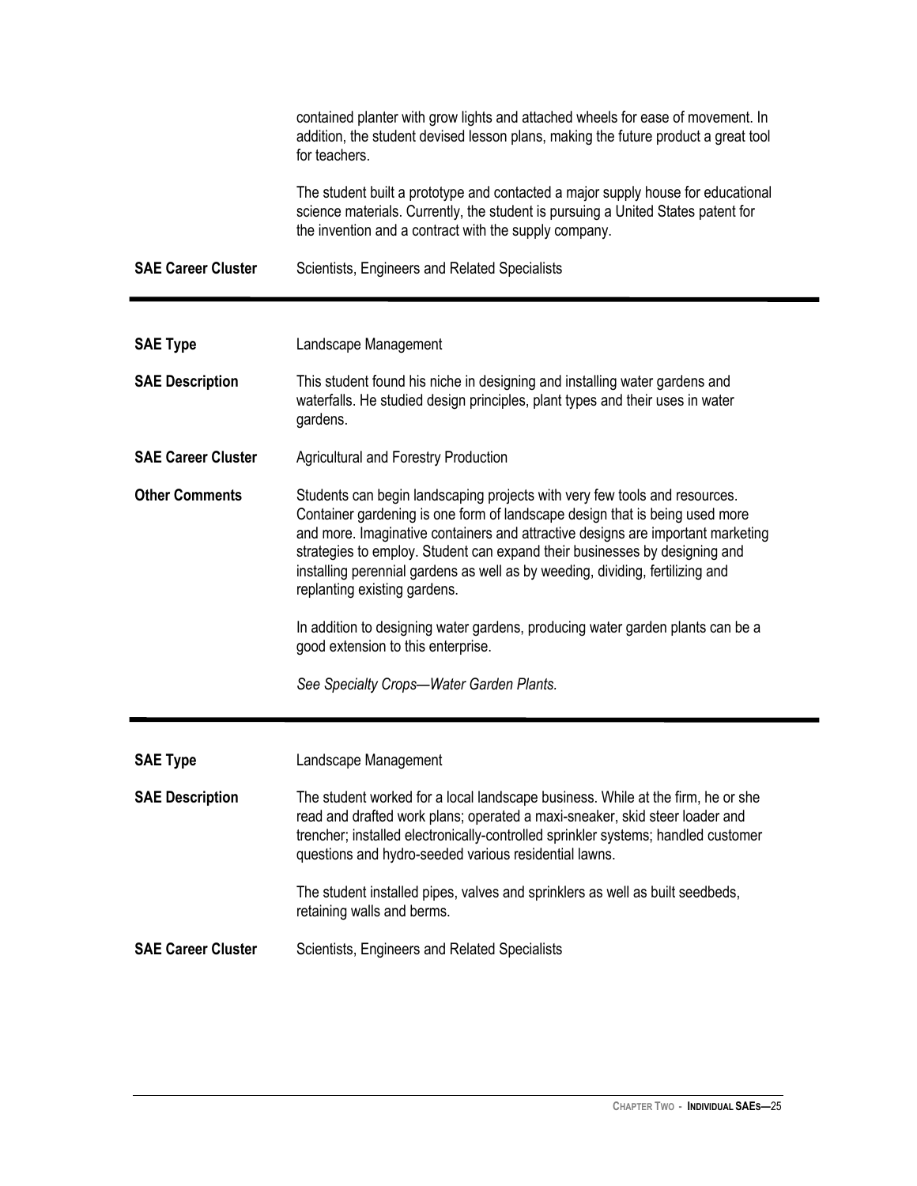contained planter with grow lights and attached wheels for ease of movement. In addition, the student devised lesson plans, making the future product a great tool for teachers.

The student built a prototype and contacted a major supply house for educational science materials. Currently, the student is pursuing a United States patent for the invention and a contract with the supply company.

**SAE Career Cluster** Scientists, Engineers and Related Specialists

---

**SAE Type** Landscape Management

**SAE Description** This student found his niche in designing and installing water gardens and waterfalls. He studied design principles, plant types and their uses in water gardens.

**SAE Career Cluster** Agricultural and Forestry Production

**Other Comments** Students can begin landscaping projects with very few tools and resources. Container gardening is one form of landscape design that is being used more and more. Imaginative containers and attractive designs are important marketing strategies to employ. Student can expand their businesses by designing and installing perennial gardens as well as by weeding, dividing, fertilizing and replanting existing gardens.

In addition to designing water gardens, producing water garden plants can be a good extension to this enterprise.

*See Specialty Crops—Water Garden Plants.*

---

**SAE Type** Landscape Management

**SAE Description** The student worked for a local landscape business. While at the firm, he or she read and drafted work plans; operated a maxi-sneaker, skid steer loader and trencher; installed electronically-controlled sprinkler systems; handled customer questions and hydro-seeded various residential lawns.

The student installed pipes, valves and sprinklers as well as built seedbeds, retaining walls and berms.

**SAE Career Cluster** Scientists, Engineers and Related Specialists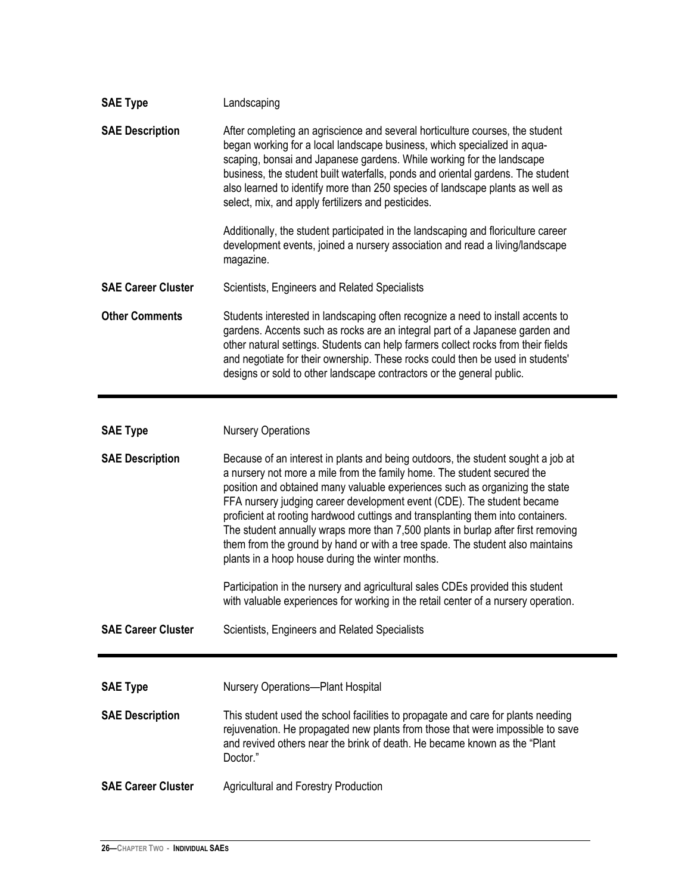**SAE Type** Landscaping

**SAE Description** After completing an agriscience and several horticulture courses, the student began working for a local landscape business, which specialized in aqua-scaping, bonsai and Japanese gardens. While working for the landscape business, the student built waterfalls, ponds and oriental gardens. The student also learned to identify more than 250 species of landscape plants as well as select, mix, and apply fertilizers and pesticides.

Additionally, the student participated in the landscaping and floriculture career development events, joined a nursery association and read a living/landscape magazine.

**SAE Career Cluster** Scientists, Engineers and Related Specialists

**Other Comments** Students interested in landscaping often recognize a need to install accents to gardens. Accents such as rocks are an integral part of a Japanese garden and other natural settings. Students can help farmers collect rocks from their fields and negotiate for their ownership. These rocks could then be used in students' designs or sold to other landscape contractors or the general public.

---

**SAE Type** Nursery Operations

**SAE Description** Because of an interest in plants and being outdoors, the student sought a job at a nursery not more a mile from the family home. The student secured the position and obtained many valuable experiences such as organizing the state FFA nursery judging career development event (CDE). The student became proficient at rooting hardwood cuttings and transplanting them into containers. The student annually wraps more than 7,500 plants in burlap after first removing them from the ground by hand or with a tree spade. The student also maintains plants in a hoop house during the winter months.

Participation in the nursery and agricultural sales CDEs provided this student with valuable experiences for working in the retail center of a nursery operation.

**SAE Career Cluster** Scientists, Engineers and Related Specialists

---

**SAE Type** Nursery Operations—Plant Hospital

**SAE Description** This student used the school facilities to propagate and care for plants needing rejuvenation. He propagated new plants from those that were impossible to save and revived others near the brink of death. He became known as the "Plant Doctor."

**SAE Career Cluster** Agricultural and Forestry Production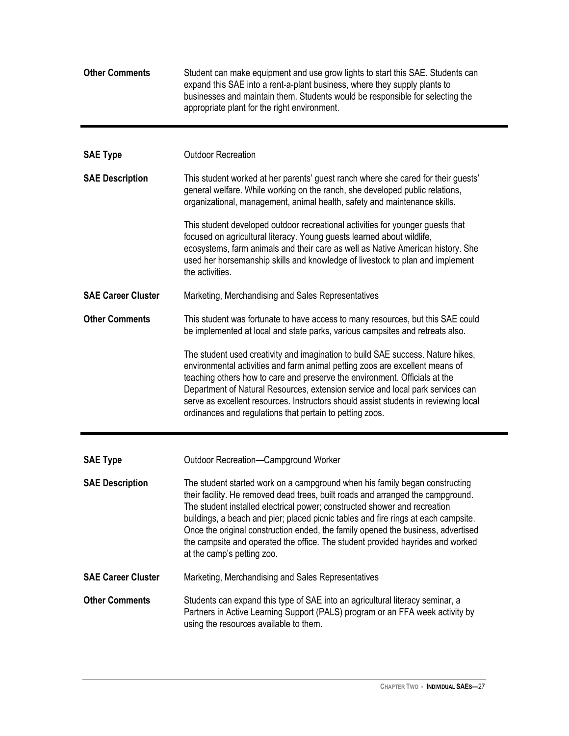**Other Comments** Student can make equipment and use grow lights to start this SAE. Students can expand this SAE into a rent-a-plant business, where they supply plants to businesses and maintain them. Students would be responsible for selecting the appropriate plant for the right environment.

---

**SAE Type** Outdoor Recreation

**SAE Description** This student worked at her parents' guest ranch where she cared for their guests' general welfare. While working on the ranch, she developed public relations, organizational, management, animal health, safety and maintenance skills.

This student developed outdoor recreational activities for younger guests that focused on agricultural literacy. Young guests learned about wildlife, ecosystems, farm animals and their care as well as Native American history. She used her horsemanship skills and knowledge of livestock to plan and implement the activities.

**SAE Career Cluster** Marketing, Merchandising and Sales Representatives

**Other Comments** This student was fortunate to have access to many resources, but this SAE could be implemented at local and state parks, various campsites and retreats also.

The student used creativity and imagination to build SAE success. Nature hikes, environmental activities and farm animal petting zoos are excellent means of teaching others how to care and preserve the environment. Officials at the Department of Natural Resources, extension service and local park services can serve as excellent resources. Instructors should assist students in reviewing local ordinances and regulations that pertain to petting zoos.

---

**SAE Type** Outdoor Recreation—Campground Worker

**SAE Description** The student started work on a campground when his family began constructing their facility. He removed dead trees, built roads and arranged the campground. The student installed electrical power; constructed shower and recreation buildings, a beach and pier; placed picnic tables and fire rings at each campsite. Once the original construction ended, the family opened the business, advertised the campsite and operated the office. The student provided hayrides and worked at the camp's petting zoo.

**SAE Career Cluster** Marketing, Merchandising and Sales Representatives

**Other Comments** Students can expand this type of SAE into an agricultural literacy seminar, a Partners in Active Learning Support (PALS) program or an FFA week activity by using the resources available to them.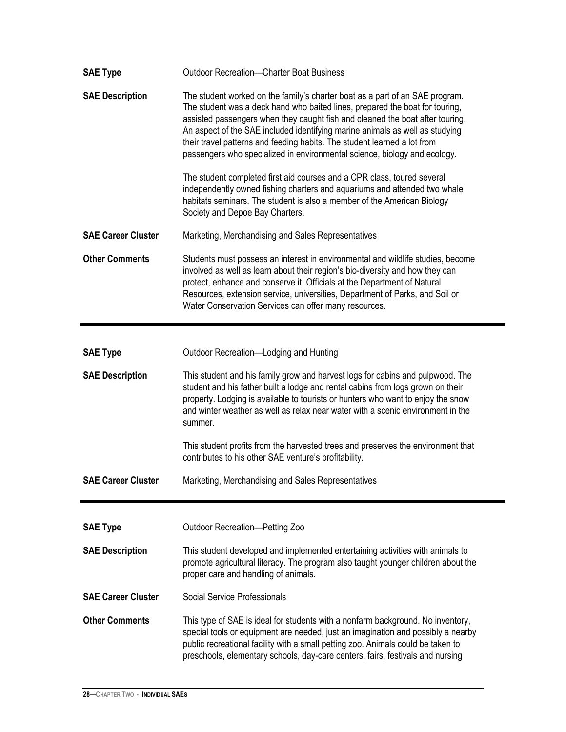**SAE Type** Outdoor Recreation—Charter Boat Business

**SAE Description** The student worked on the family's charter boat as a part of an SAE program. The student was a deck hand who baited lines, prepared the boat for touring, assisted passengers when they caught fish and cleaned the boat after touring. An aspect of the SAE included identifying marine animals as well as studying their travel patterns and feeding habits. The student learned a lot from passengers who specialized in environmental science, biology and ecology.

The student completed first aid courses and a CPR class, toured several independently owned fishing charters and aquariums and attended two whale habitats seminars. The student is also a member of the American Biology Society and Depoe Bay Charters.

**SAE Career Cluster** Marketing, Merchandising and Sales Representatives

**Other Comments** Students must possess an interest in environmental and wildlife studies, become involved as well as learn about their region's bio-diversity and how they can protect, enhance and conserve it. Officials at the Department of Natural Resources, extension service, universities, Department of Parks, and Soil or Water Conservation Services can offer many resources.

---

**SAE Type** Outdoor Recreation—Lodging and Hunting

**SAE Description** This student and his family grow and harvest logs for cabins and pulpwood. The student and his father built a lodge and rental cabins from logs grown on their property. Lodging is available to tourists or hunters who want to enjoy the snow and winter weather as well as relax near water with a scenic environment in the summer.

This student profits from the harvested trees and preserves the environment that contributes to his other SAE venture's profitability.

**SAE Career Cluster** Marketing, Merchandising and Sales Representatives

---

**SAE Type** Outdoor Recreation—Petting Zoo

**SAE Description** This student developed and implemented entertaining activities with animals to promote agricultural literacy. The program also taught younger children about the proper care and handling of animals.

**SAE Career Cluster** Social Service Professionals

**Other Comments** This type of SAE is ideal for students with a nonfarm background. No inventory, special tools or equipment are needed, just an imagination and possibly a nearby public recreational facility with a small petting zoo. Animals could be taken to preschools, elementary schools, day-care centers, fairs, festivals and nursing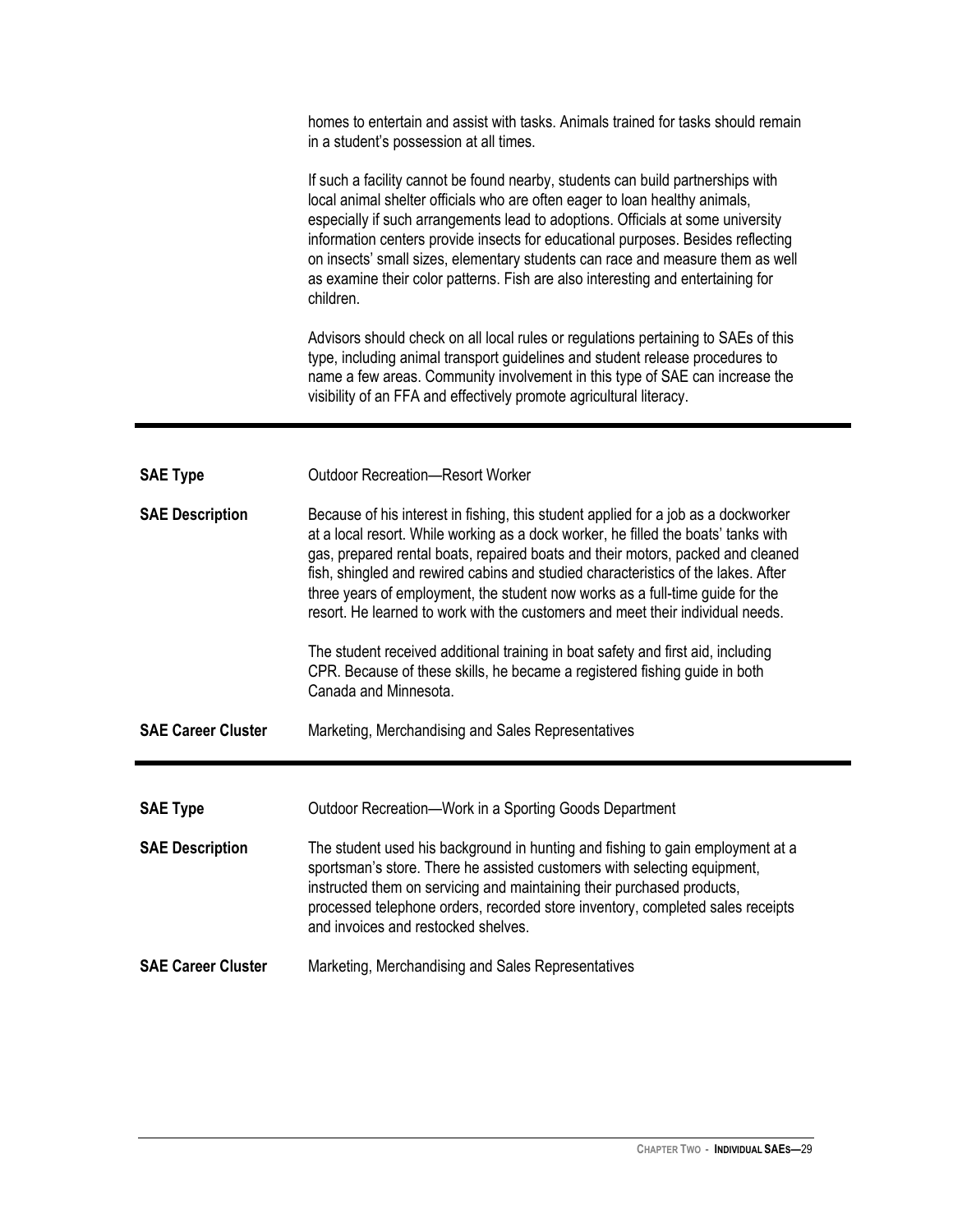homes to entertain and assist with tasks. Animals trained for tasks should remain in a student's possession at all times.

If such a facility cannot be found nearby, students can build partnerships with local animal shelter officials who are often eager to loan healthy animals, especially if such arrangements lead to adoptions. Officials at some university information centers provide insects for educational purposes. Besides reflecting on insects' small sizes, elementary students can race and measure them as well as examine their color patterns. Fish are also interesting and entertaining for children.

Advisors should check on all local rules or regulations pertaining to SAEs of this type, including animal transport guidelines and student release procedures to name a few areas. Community involvement in this type of SAE can increase the visibility of an FFA and effectively promote agricultural literacy.

---

**SAE Type**

Outdoor Recreation—Resort Worker

**SAE Description**

Because of his interest in fishing, this student applied for a job as a dockworker at a local resort. While working as a dock worker, he filled the boats' tanks with gas, prepared rental boats, repaired boats and their motors, packed and cleaned fish, shingled and rewired cabins and studied characteristics of the lakes. After three years of employment, the student now works as a full-time guide for the resort. He learned to work with the customers and meet their individual needs.

The student received additional training in boat safety and first aid, including CPR. Because of these skills, he became a registered fishing guide in both Canada and Minnesota.

**SAE Career Cluster**

Marketing, Merchandising and Sales Representatives

---

**SAE Type**

Outdoor Recreation—Work in a Sporting Goods Department

**SAE Description**

The student used his background in hunting and fishing to gain employment at a sportsman's store. There he assisted customers with selecting equipment, instructed them on servicing and maintaining their purchased products, processed telephone orders, recorded store inventory, completed sales receipts and invoices and restocked shelves.

**SAE Career Cluster**

Marketing, Merchandising and Sales Representatives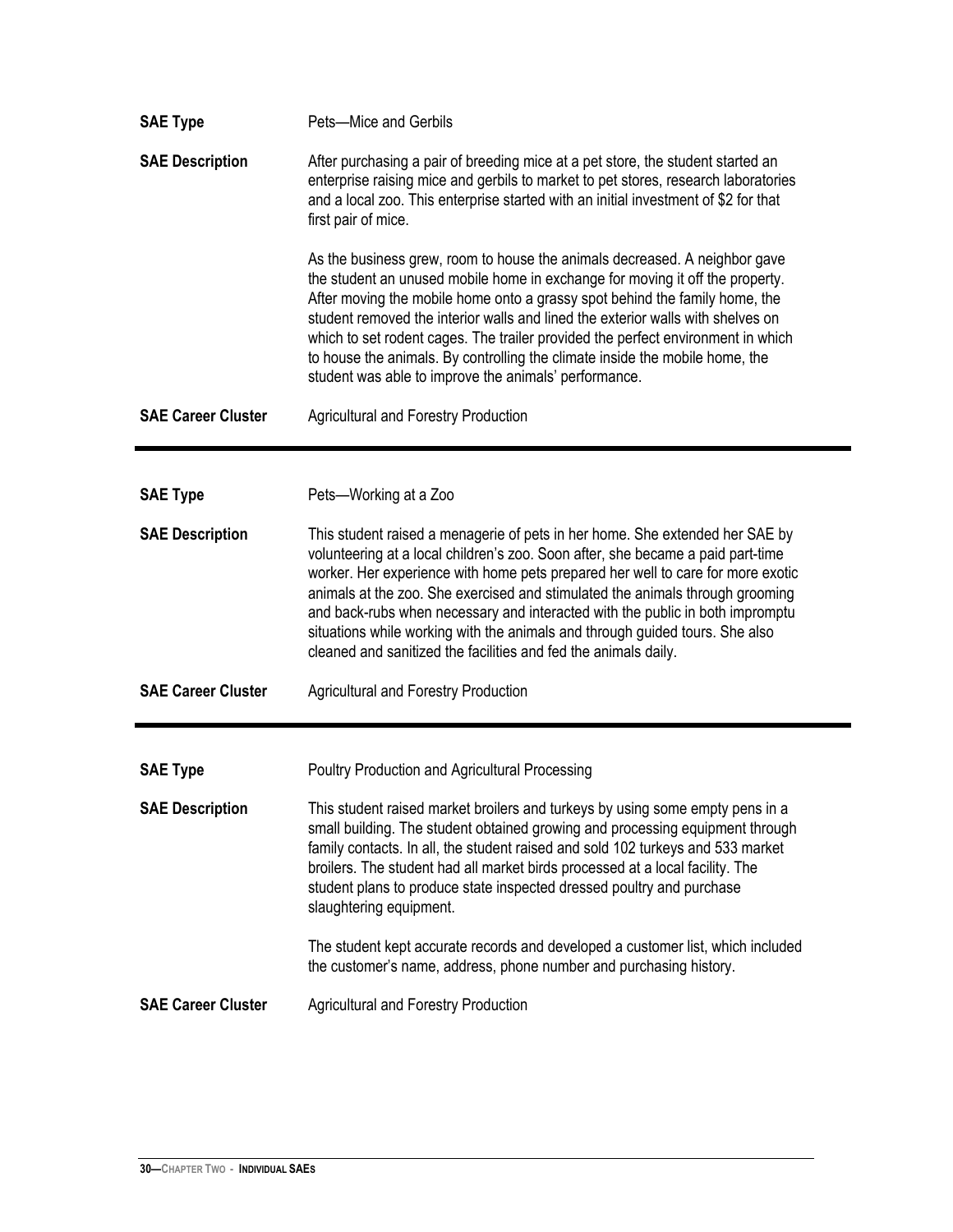| | |
|---|---|
| **SAE Type** | Pets—Mice and Gerbils |
| **SAE Description** | After purchasing a pair of breeding mice at a pet store, the student started an enterprise raising mice and gerbils to market to pet stores, research laboratories and a local zoo. This enterprise started with an initial investment of $2 for that first pair of mice.<br><br>As the business grew, room to house the animals decreased. A neighbor gave the student an unused mobile home in exchange for moving it off the property. After moving the mobile home onto a grassy spot behind the family home, the student removed the interior walls and lined the exterior walls with shelves on which to set rodent cages. The trailer provided the perfect environment in which to house the animals. By controlling the climate inside the mobile home, the student was able to improve the animals' performance. |
| **SAE Career Cluster** | Agricultural and Forestry Production |

---

| | |
|---|---|
| **SAE Type** | Pets—Working at a Zoo |
| **SAE Description** | This student raised a menagerie of pets in her home. She extended her SAE by volunteering at a local children's zoo. Soon after, she became a paid part-time worker. Her experience with home pets prepared her well to care for more exotic animals at the zoo. She exercised and stimulated the animals through grooming and back-rubs when necessary and interacted with the public in both impromptu situations while working with the animals and through guided tours. She also cleaned and sanitized the facilities and fed the animals daily. |
| **SAE Career Cluster** | Agricultural and Forestry Production |

---

| | |
|---|---|
| **SAE Type** | Poultry Production and Agricultural Processing |
| **SAE Description** | This student raised market broilers and turkeys by using some empty pens in a small building. The student obtained growing and processing equipment through family contacts. In all, the student raised and sold 102 turkeys and 533 market broilers. The student had all market birds processed at a local facility. The student plans to produce state inspected dressed poultry and purchase slaughtering equipment.<br><br>The student kept accurate records and developed a customer list, which included the customer's name, address, phone number and purchasing history. |
| **SAE Career Cluster** | Agricultural and Forestry Production |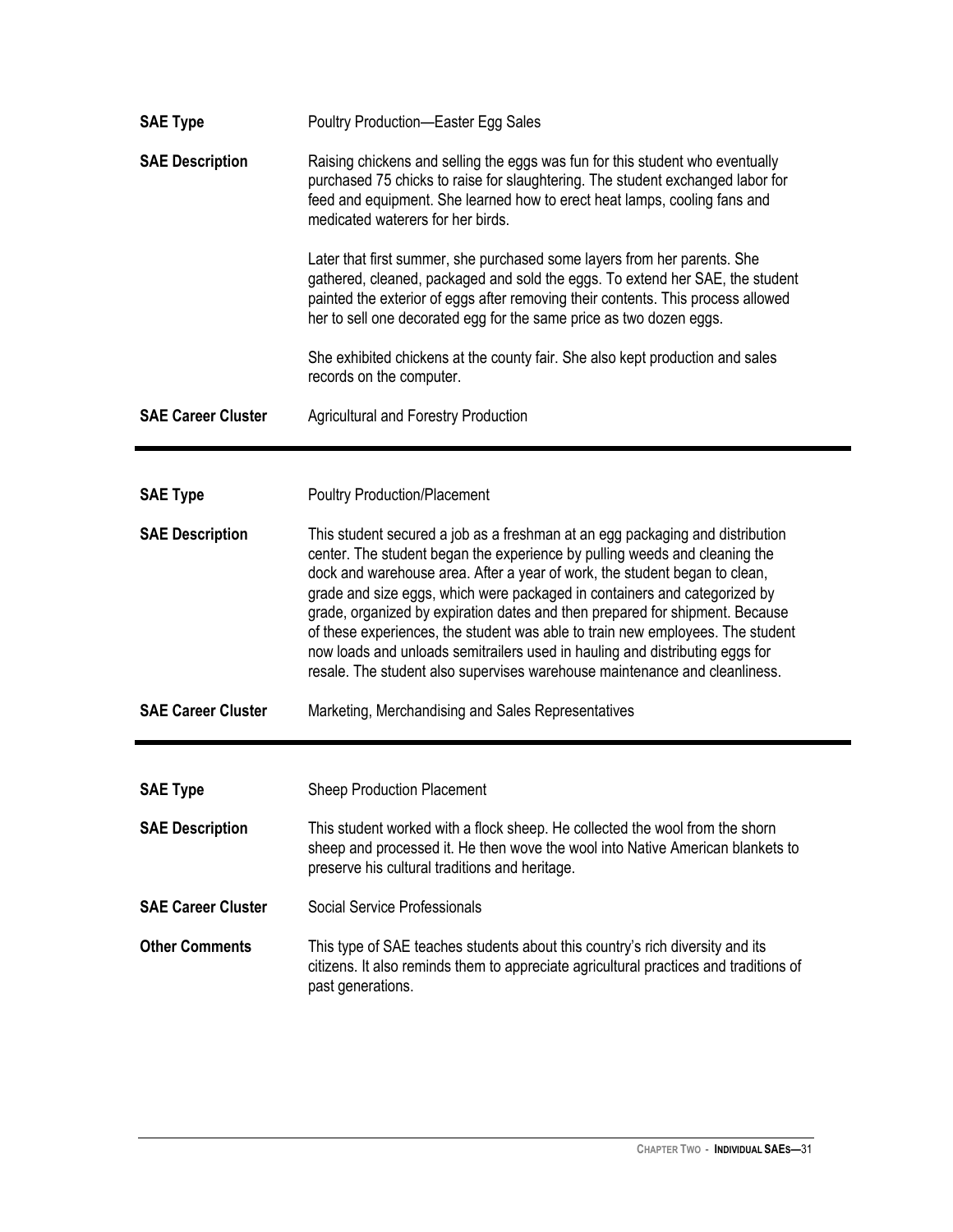**SAE Type** Poultry Production—Easter Egg Sales

**SAE Description** Raising chickens and selling the eggs was fun for this student who eventually purchased 75 chicks to raise for slaughtering. The student exchanged labor for feed and equipment. She learned how to erect heat lamps, cooling fans and medicated waterers for her birds.

Later that first summer, she purchased some layers from her parents. She gathered, cleaned, packaged and sold the eggs. To extend her SAE, the student painted the exterior of eggs after removing their contents. This process allowed her to sell one decorated egg for the same price as two dozen eggs.

She exhibited chickens at the county fair. She also kept production and sales records on the computer.

**SAE Career Cluster** Agricultural and Forestry Production

---

**SAE Type** Poultry Production/Placement

**SAE Description** This student secured a job as a freshman at an egg packaging and distribution center. The student began the experience by pulling weeds and cleaning the dock and warehouse area. After a year of work, the student began to clean, grade and size eggs, which were packaged in containers and categorized by grade, organized by expiration dates and then prepared for shipment. Because of these experiences, the student was able to train new employees. The student now loads and unloads semitrailers used in hauling and distributing eggs for resale. The student also supervises warehouse maintenance and cleanliness.

**SAE Career Cluster** Marketing, Merchandising and Sales Representatives

---

**SAE Type** Sheep Production Placement

**SAE Description** This student worked with a flock sheep. He collected the wool from the shorn sheep and processed it. He then wove the wool into Native American blankets to preserve his cultural traditions and heritage.

**SAE Career Cluster** Social Service Professionals

**Other Comments** This type of SAE teaches students about this country's rich diversity and its citizens. It also reminds them to appreciate agricultural practices and traditions of past generations.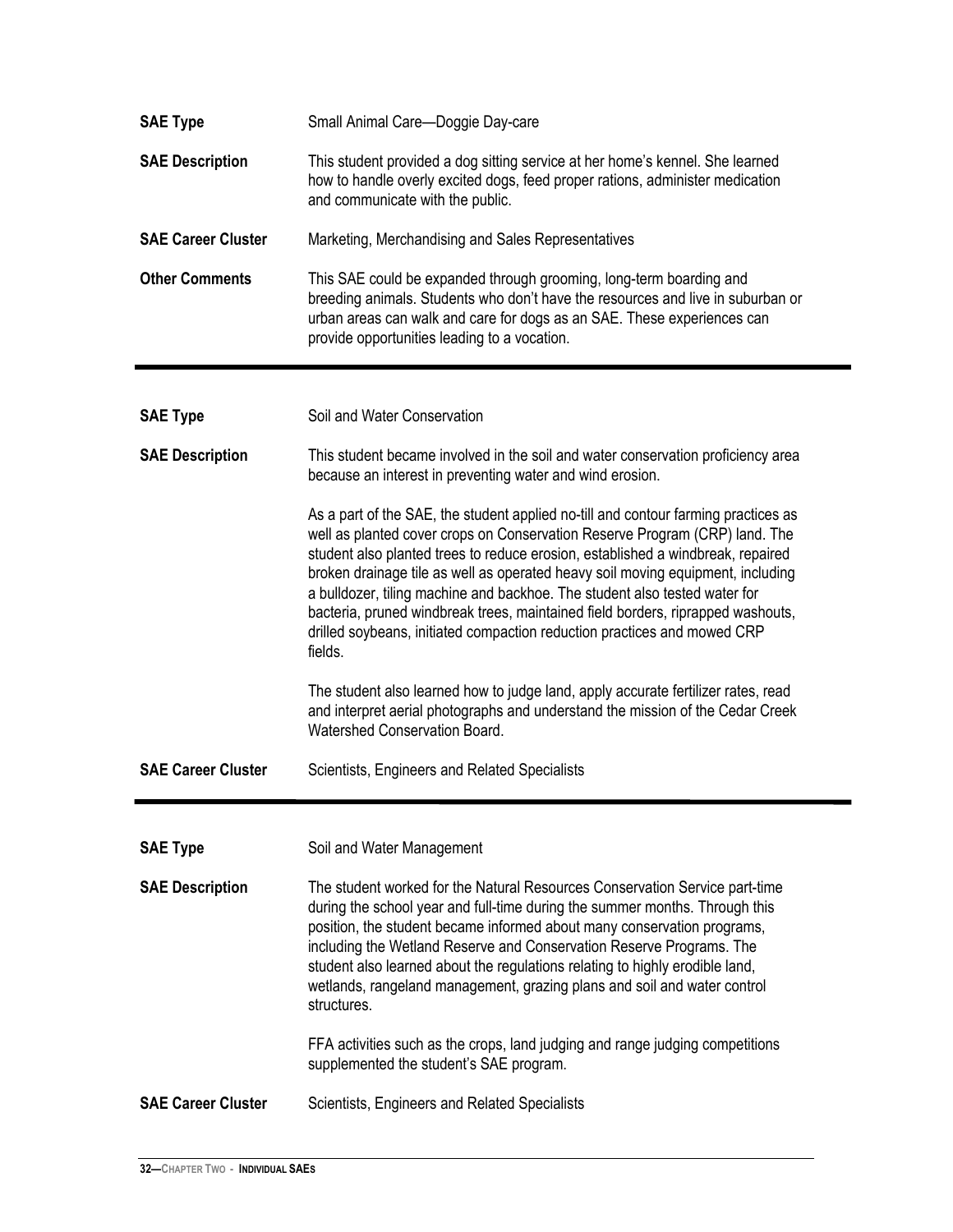**SAE Type** Small Animal Care—Doggie Day-care

**SAE Description** This student provided a dog sitting service at her home's kennel. She learned how to handle overly excited dogs, feed proper rations, administer medication and communicate with the public.

**SAE Career Cluster** Marketing, Merchandising and Sales Representatives

**Other Comments** This SAE could be expanded through grooming, long-term boarding and breeding animals. Students who don't have the resources and live in suburban or urban areas can walk and care for dogs as an SAE. These experiences can provide opportunities leading to a vocation.

---

**SAE Type** Soil and Water Conservation

**SAE Description** This student became involved in the soil and water conservation proficiency area because an interest in preventing water and wind erosion.

As a part of the SAE, the student applied no-till and contour farming practices as well as planted cover crops on Conservation Reserve Program (CRP) land. The student also planted trees to reduce erosion, established a windbreak, repaired broken drainage tile as well as operated heavy soil moving equipment, including a bulldozer, tiling machine and backhoe. The student also tested water for bacteria, pruned windbreak trees, maintained field borders, riprapped washouts, drilled soybeans, initiated compaction reduction practices and mowed CRP fields.

The student also learned how to judge land, apply accurate fertilizer rates, read and interpret aerial photographs and understand the mission of the Cedar Creek Watershed Conservation Board.

**SAE Career Cluster** Scientists, Engineers and Related Specialists

---

**SAE Type** Soil and Water Management

**SAE Description** The student worked for the Natural Resources Conservation Service part-time during the school year and full-time during the summer months. Through this position, the student became informed about many conservation programs, including the Wetland Reserve and Conservation Reserve Programs. The student also learned about the regulations relating to highly erodible land, wetlands, rangeland management, grazing plans and soil and water control structures.

FFA activities such as the crops, land judging and range judging competitions supplemented the student's SAE program.

**SAE Career Cluster** Scientists, Engineers and Related Specialists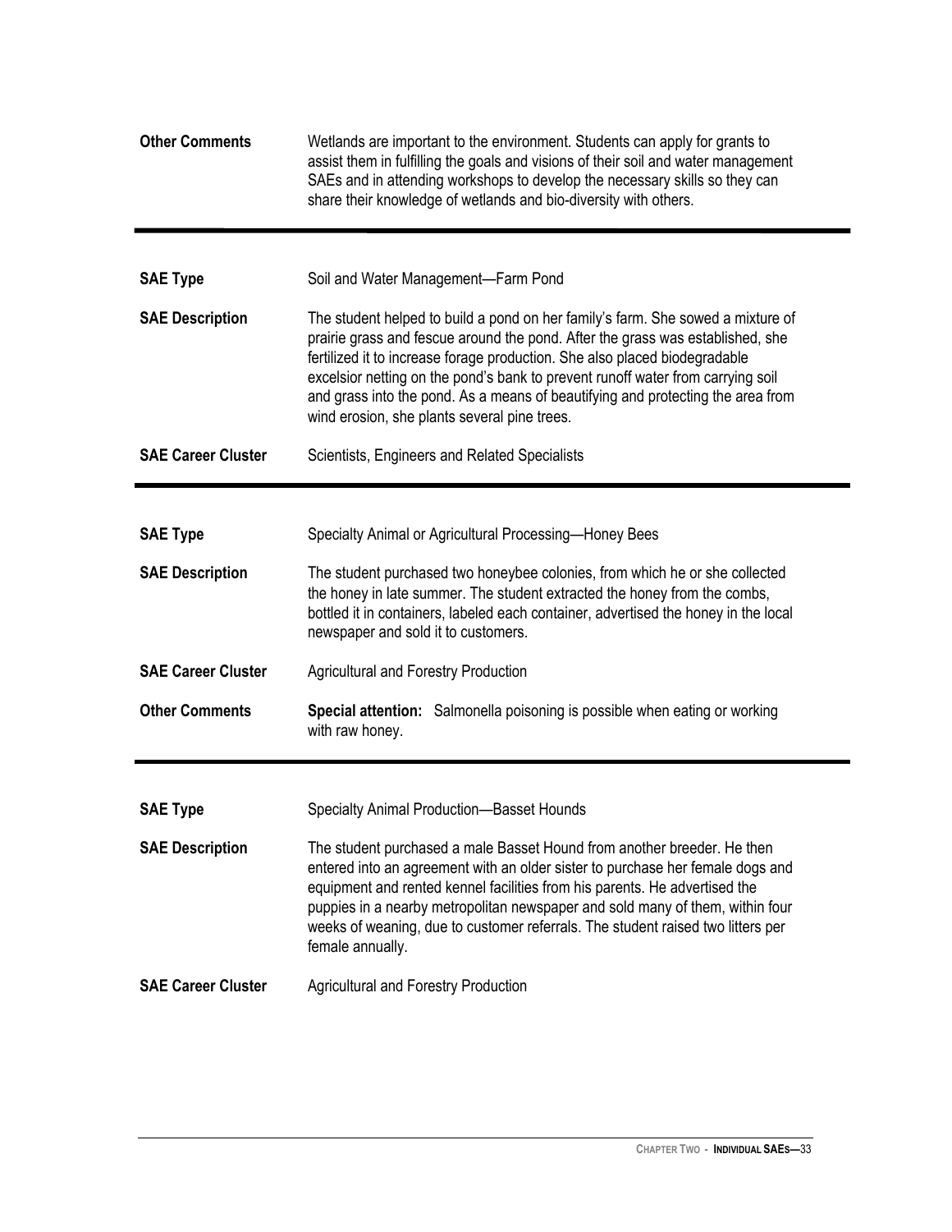| | |
|---|---|
| **Other Comments** | Wetlands are important to the environment. Students can apply for grants to assist them in fulfilling the goals and visions of their soil and water management SAEs and in attending workshops to develop the necessary skills so they can share their knowledge of wetlands and bio-diversity with others. |

---

| | |
|---|---|
| **SAE Type** | Soil and Water Management—Farm Pond |
| **SAE Description** | The student helped to build a pond on her family's farm. She sowed a mixture of prairie grass and fescue around the pond. After the grass was established, she fertilized it to increase forage production. She also placed biodegradable excelsior netting on the pond's bank to prevent runoff water from carrying soil and grass into the pond. As a means of beautifying and protecting the area from wind erosion, she plants several pine trees. |
| **SAE Career Cluster** | Scientists, Engineers and Related Specialists |

---

| | |
|---|---|
| **SAE Type** | Specialty Animal or Agricultural Processing—Honey Bees |
| **SAE Description** | The student purchased two honeybee colonies, from which he or she collected the honey in late summer. The student extracted the honey from the combs, bottled it in containers, labeled each container, advertised the honey in the local newspaper and sold it to customers. |
| **SAE Career Cluster** | Agricultural and Forestry Production |
| **Other Comments** | **Special attention:** Salmonella poisoning is possible when eating or working with raw honey. |

---

| | |
|---|---|
| **SAE Type** | Specialty Animal Production—Basset Hounds |
| **SAE Description** | The student purchased a male Basset Hound from another breeder. He then entered into an agreement with an older sister to purchase her female dogs and equipment and rented kennel facilities from his parents. He advertised the puppies in a nearby metropolitan newspaper and sold many of them, within four weeks of weaning, due to customer referrals. The student raised two litters per female annually. |
| **SAE Career Cluster** | Agricultural and Forestry Production |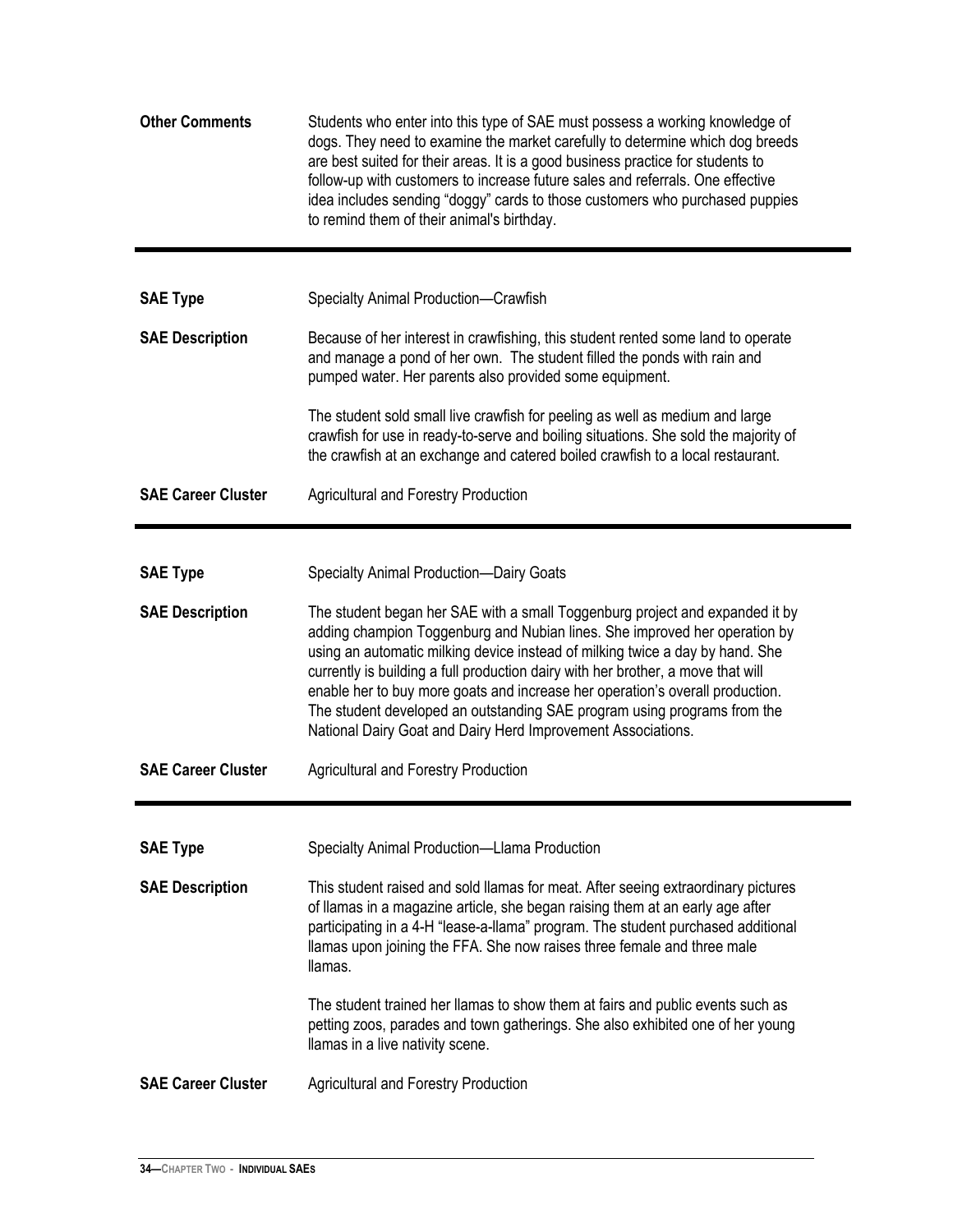**Other Comments** Students who enter into this type of SAE must possess a working knowledge of dogs. They need to examine the market carefully to determine which dog breeds are best suited for their areas. It is a good business practice for students to follow-up with customers to increase future sales and referrals. One effective idea includes sending "doggy" cards to those customers who purchased puppies to remind them of their animal's birthday.

---

**SAE Type** Specialty Animal Production—Crawfish

**SAE Description** Because of her interest in crawfishing, this student rented some land to operate and manage a pond of her own. The student filled the ponds with rain and pumped water. Her parents also provided some equipment.

The student sold small live crawfish for peeling as well as medium and large crawfish for use in ready-to-serve and boiling situations. She sold the majority of the crawfish at an exchange and catered boiled crawfish to a local restaurant.

**SAE Career Cluster** Agricultural and Forestry Production

---

**SAE Type** Specialty Animal Production—Dairy Goats

**SAE Description** The student began her SAE with a small Toggenburg project and expanded it by adding champion Toggenburg and Nubian lines. She improved her operation by using an automatic milking device instead of milking twice a day by hand. She currently is building a full production dairy with her brother, a move that will enable her to buy more goats and increase her operation's overall production. The student developed an outstanding SAE program using programs from the National Dairy Goat and Dairy Herd Improvement Associations.

**SAE Career Cluster** Agricultural and Forestry Production

---

**SAE Type** Specialty Animal Production—Llama Production

**SAE Description** This student raised and sold llamas for meat. After seeing extraordinary pictures of llamas in a magazine article, she began raising them at an early age after participating in a 4-H "lease-a-llama" program. The student purchased additional llamas upon joining the FFA. She now raises three female and three male llamas.

The student trained her llamas to show them at fairs and public events such as petting zoos, parades and town gatherings. She also exhibited one of her young llamas in a live nativity scene.

**SAE Career Cluster** Agricultural and Forestry Production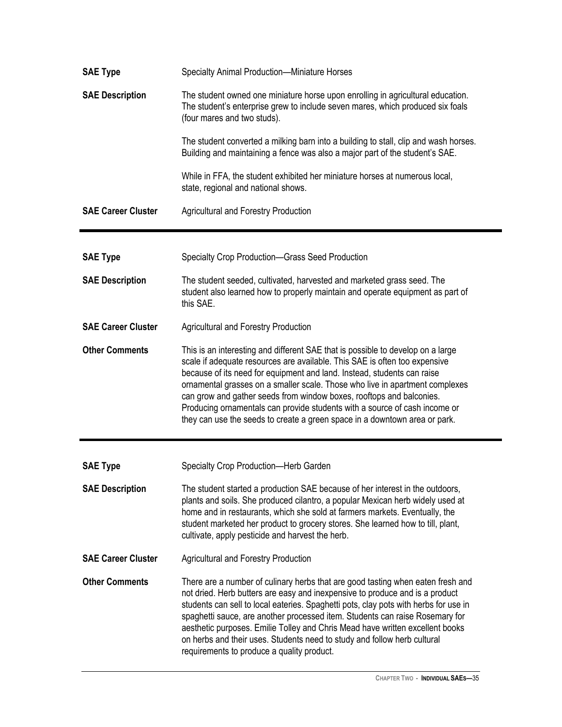**SAE Type** Specialty Animal Production—Miniature Horses

**SAE Description** The student owned one miniature horse upon enrolling in agricultural education. The student's enterprise grew to include seven mares, which produced six foals (four mares and two studs).

The student converted a milking barn into a building to stall, clip and wash horses. Building and maintaining a fence was also a major part of the student's SAE.

While in FFA, the student exhibited her miniature horses at numerous local, state, regional and national shows.

**SAE Career Cluster** Agricultural and Forestry Production

---

**SAE Type** Specialty Crop Production—Grass Seed Production

**SAE Description** The student seeded, cultivated, harvested and marketed grass seed. The student also learned how to properly maintain and operate equipment as part of this SAE.

**SAE Career Cluster** Agricultural and Forestry Production

**Other Comments** This is an interesting and different SAE that is possible to develop on a large scale if adequate resources are available. This SAE is often too expensive because of its need for equipment and land. Instead, students can raise ornamental grasses on a smaller scale. Those who live in apartment complexes can grow and gather seeds from window boxes, rooftops and balconies. Producing ornamentals can provide students with a source of cash income or they can use the seeds to create a green space in a downtown area or park.

---

**SAE Type** Specialty Crop Production—Herb Garden

**SAE Description** The student started a production SAE because of her interest in the outdoors, plants and soils. She produced cilantro, a popular Mexican herb widely used at home and in restaurants, which she sold at farmers markets. Eventually, the student marketed her product to grocery stores. She learned how to till, plant, cultivate, apply pesticide and harvest the herb.

**SAE Career Cluster** Agricultural and Forestry Production

**Other Comments** There are a number of culinary herbs that are good tasting when eaten fresh and not dried. Herb butters are easy and inexpensive to produce and is a product students can sell to local eateries. Spaghetti pots, clay pots with herbs for use in spaghetti sauce, are another processed item. Students can raise Rosemary for aesthetic purposes. Emilie Tolley and Chris Mead have written excellent books on herbs and their uses. Students need to study and follow herb cultural requirements to produce a quality product.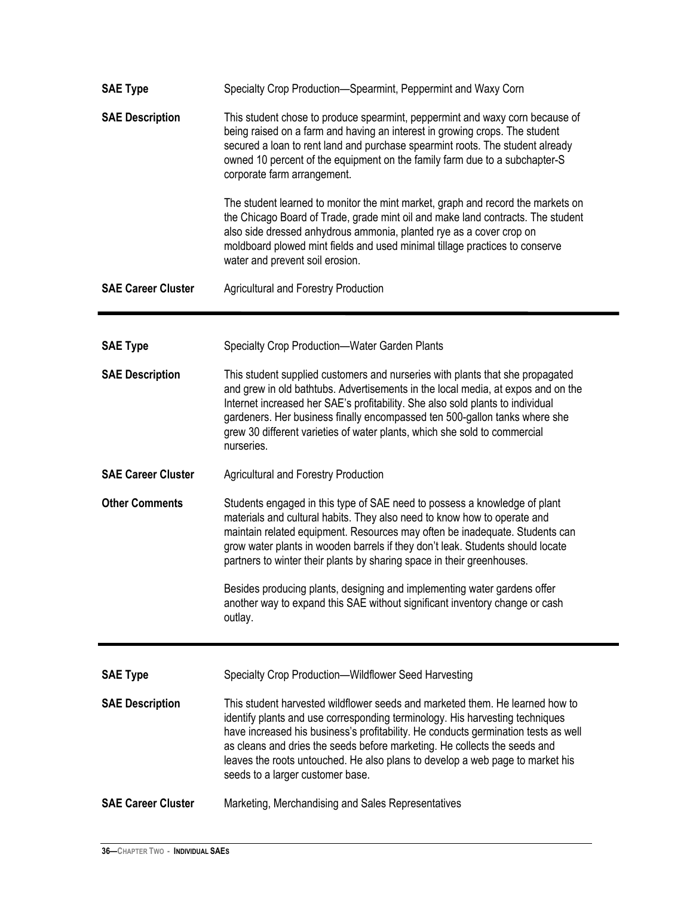**SAE Type**
Specialty Crop Production—Spearmint, Peppermint and Waxy Corn

**SAE Description**
This student chose to produce spearmint, peppermint and waxy corn because of being raised on a farm and having an interest in growing crops. The student secured a loan to rent land and purchase spearmint roots. The student already owned 10 percent of the equipment on the family farm due to a subchapter-S corporate farm arrangement.

The student learned to monitor the mint market, graph and record the markets on the Chicago Board of Trade, grade mint oil and make land contracts. The student also side dressed anhydrous ammonia, planted rye as a cover crop on moldboard plowed mint fields and used minimal tillage practices to conserve water and prevent soil erosion.

**SAE Career Cluster**
Agricultural and Forestry Production

---

**SAE Type**
Specialty Crop Production—Water Garden Plants

**SAE Description**
This student supplied customers and nurseries with plants that she propagated and grew in old bathtubs. Advertisements in the local media, at expos and on the Internet increased her SAE's profitability. She also sold plants to individual gardeners. Her business finally encompassed ten 500-gallon tanks where she grew 30 different varieties of water plants, which she sold to commercial nurseries.

**SAE Career Cluster**
Agricultural and Forestry Production

**Other Comments**
Students engaged in this type of SAE need to possess a knowledge of plant materials and cultural habits. They also need to know how to operate and maintain related equipment. Resources may often be inadequate. Students can grow water plants in wooden barrels if they don't leak. Students should locate partners to winter their plants by sharing space in their greenhouses.

Besides producing plants, designing and implementing water gardens offer another way to expand this SAE without significant inventory change or cash outlay.

---

**SAE Type**
Specialty Crop Production—Wildflower Seed Harvesting

**SAE Description**
This student harvested wildflower seeds and marketed them. He learned how to identify plants and use corresponding terminology. His harvesting techniques have increased his business's profitability. He conducts germination tests as well as cleans and dries the seeds before marketing. He collects the seeds and leaves the roots untouched. He also plans to develop a web page to market his seeds to a larger customer base.

**SAE Career Cluster**
Marketing, Merchandising and Sales Representatives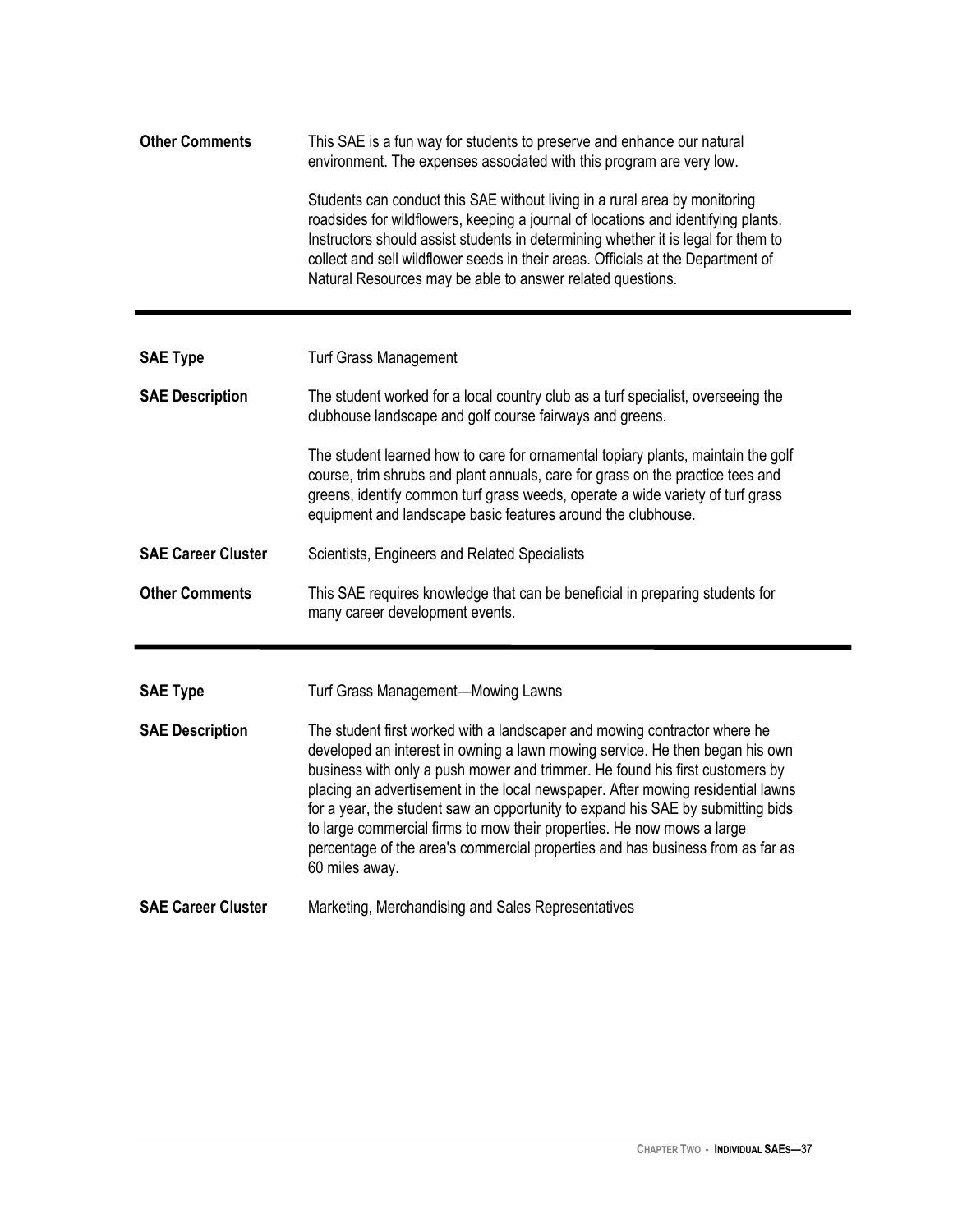**Other Comments**

This SAE is a fun way for students to preserve and enhance our natural environment. The expenses associated with this program are very low.

Students can conduct this SAE without living in a rural area by monitoring roadsides for wildflowers, keeping a journal of locations and identifying plants. Instructors should assist students in determining whether it is legal for them to collect and sell wildflower seeds in their areas. Officials at the Department of Natural Resources may be able to answer related questions.

---

**SAE Type**

Turf Grass Management

**SAE Description**

The student worked for a local country club as a turf specialist, overseeing the clubhouse landscape and golf course fairways and greens.

The student learned how to care for ornamental topiary plants, maintain the golf course, trim shrubs and plant annuals, care for grass on the practice tees and greens, identify common turf grass weeds, operate a wide variety of turf grass equipment and landscape basic features around the clubhouse.

**SAE Career Cluster**

Scientists, Engineers and Related Specialists

**Other Comments**

This SAE requires knowledge that can be beneficial in preparing students for many career development events.

---

**SAE Type**

Turf Grass Management—Mowing Lawns

**SAE Description**

The student first worked with a landscaper and mowing contractor where he developed an interest in owning a lawn mowing service. He then began his own business with only a push mower and trimmer. He found his first customers by placing an advertisement in the local newspaper. After mowing residential lawns for a year, the student saw an opportunity to expand his SAE by submitting bids to large commercial firms to mow their properties. He now mows a large percentage of the area's commercial properties and has business from as far as 60 miles away.

**SAE Career Cluster**

Marketing, Merchandising and Sales Representatives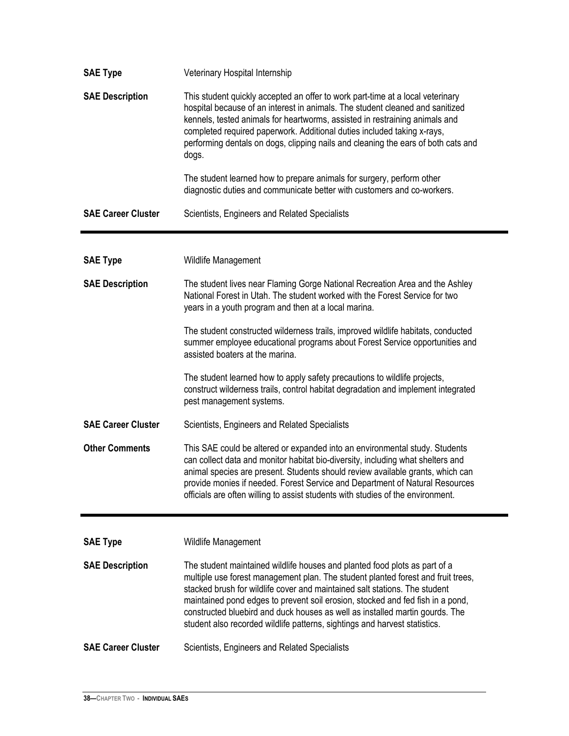| | |
|---|---|
| **SAE Type** | Veterinary Hospital Internship |
| **SAE Description** | This student quickly accepted an offer to work part-time at a local veterinary hospital because of an interest in animals. The student cleaned and sanitized kennels, tested animals for heartworms, assisted in restraining animals and completed required paperwork. Additional duties included taking x-rays, performing dentals on dogs, clipping nails and cleaning the ears of both cats and dogs.<br><br>The student learned how to prepare animals for surgery, perform other diagnostic duties and communicate better with customers and co-workers. |
| **SAE Career Cluster** | Scientists, Engineers and Related Specialists |

---

| | |
|---|---|
| **SAE Type** | Wildlife Management |
| **SAE Description** | The student lives near Flaming Gorge National Recreation Area and the Ashley National Forest in Utah. The student worked with the Forest Service for two years in a youth program and then at a local marina.<br><br>The student constructed wilderness trails, improved wildlife habitats, conducted summer employee educational programs about Forest Service opportunities and assisted boaters at the marina.<br><br>The student learned how to apply safety precautions to wildlife projects, construct wilderness trails, control habitat degradation and implement integrated pest management systems. |
| **SAE Career Cluster** | Scientists, Engineers and Related Specialists |
| **Other Comments** | This SAE could be altered or expanded into an environmental study. Students can collect data and monitor habitat bio-diversity, including what shelters and animal species are present. Students should review available grants, which can provide monies if needed. Forest Service and Department of Natural Resources officials are often willing to assist students with studies of the environment. |

---

| | |
|---|---|
| **SAE Type** | Wildlife Management |
| **SAE Description** | The student maintained wildlife houses and planted food plots as part of a multiple use forest management plan. The student planted forest and fruit trees, stacked brush for wildlife cover and maintained salt stations. The student maintained pond edges to prevent soil erosion, stocked and fed fish in a pond, constructed bluebird and duck houses as well as installed martin gourds. The student also recorded wildlife patterns, sightings and harvest statistics. |
| **SAE Career Cluster** | Scientists, Engineers and Related Specialists |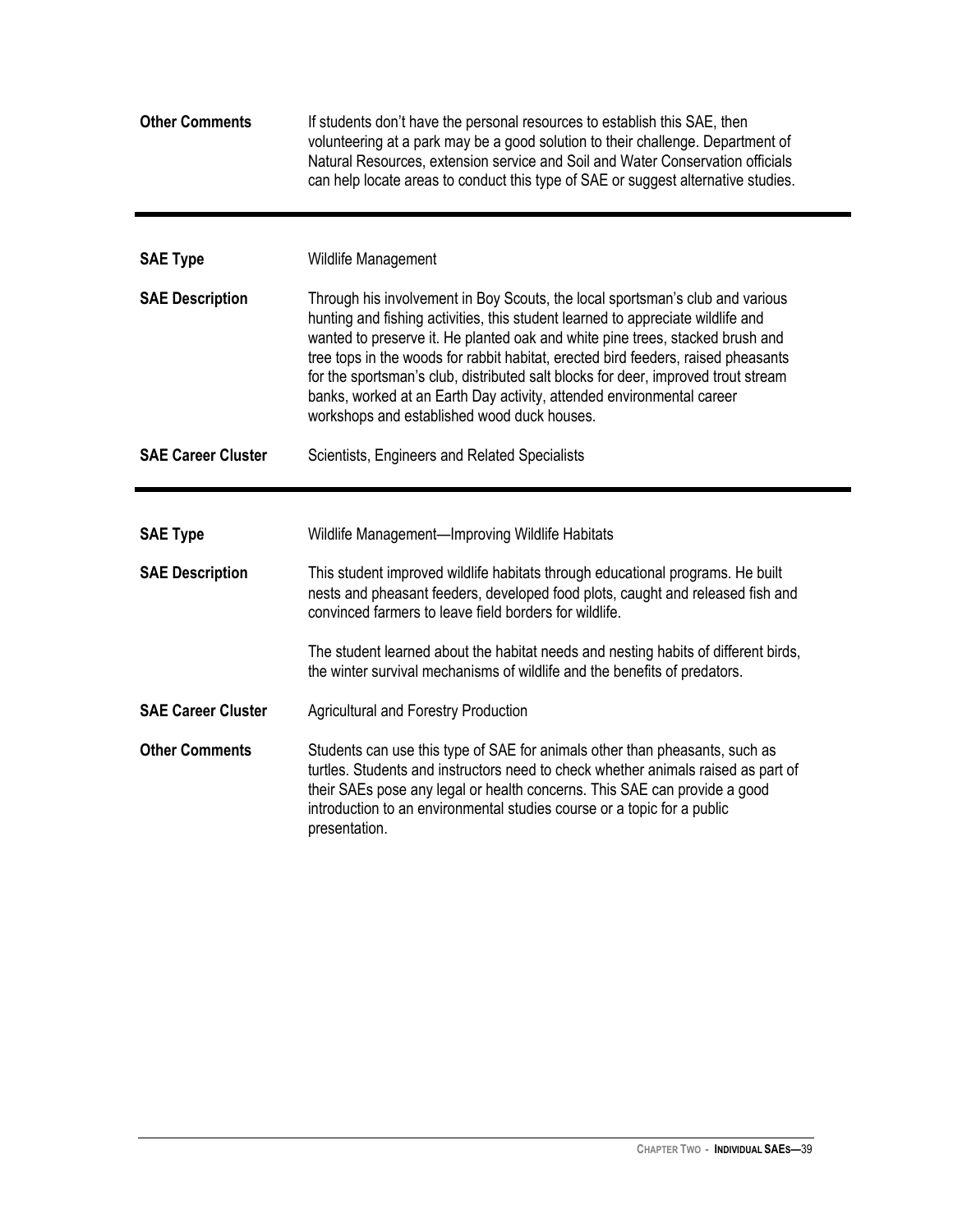**Other Comments** If students don't have the personal resources to establish this SAE, then volunteering at a park may be a good solution to their challenge. Department of Natural Resources, extension service and Soil and Water Conservation officials can help locate areas to conduct this type of SAE or suggest alternative studies.

---

**SAE Type** Wildlife Management

**SAE Description** Through his involvement in Boy Scouts, the local sportsman's club and various hunting and fishing activities, this student learned to appreciate wildlife and wanted to preserve it. He planted oak and white pine trees, stacked brush and tree tops in the woods for rabbit habitat, erected bird feeders, raised pheasants for the sportsman's club, distributed salt blocks for deer, improved trout stream banks, worked at an Earth Day activity, attended environmental career workshops and established wood duck houses.

**SAE Career Cluster** Scientists, Engineers and Related Specialists

---

**SAE Type** Wildlife Management—Improving Wildlife Habitats

**SAE Description** This student improved wildlife habitats through educational programs. He built nests and pheasant feeders, developed food plots, caught and released fish and convinced farmers to leave field borders for wildlife.

The student learned about the habitat needs and nesting habits of different birds, the winter survival mechanisms of wildlife and the benefits of predators.

**SAE Career Cluster** Agricultural and Forestry Production

**Other Comments** Students can use this type of SAE for animals other than pheasants, such as turtles. Students and instructors need to check whether animals raised as part of their SAEs pose any legal or health concerns. This SAE can provide a good introduction to an environmental studies course or a topic for a public presentation.